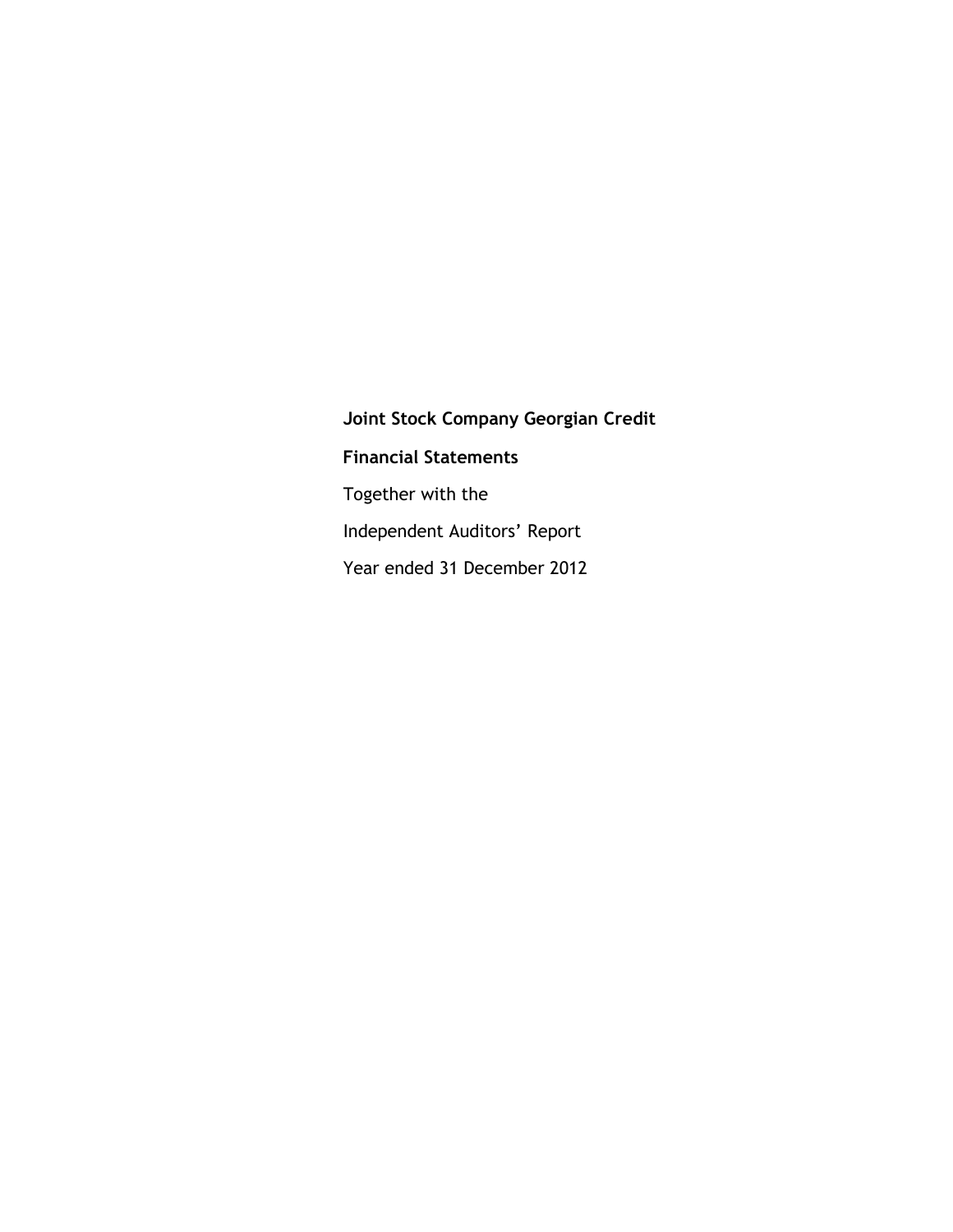**Joint Stock Company Georgian Credit**

**Financial Statements**

Together with the

Independent Auditors' Report

Year ended 31 December 2012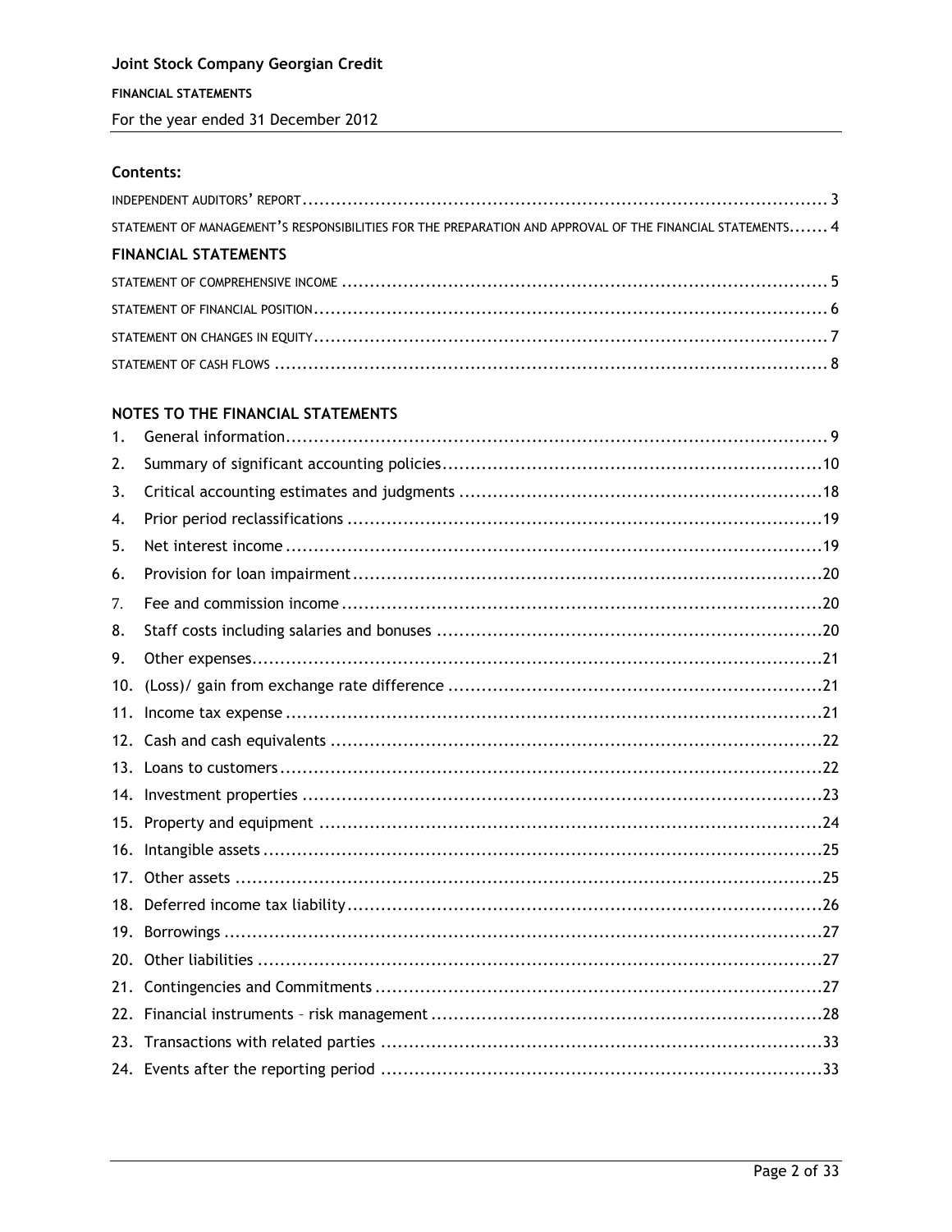**Joint Stock Company Georgian Credit**

**FINANCIAL STATEMENTS**

For the year ended 31 December 2012

## Contents:

INDEPENDENT AUDITORS' REPORT .......... 3

STATEMENT OF MANAGEMENT'S RESPONSIBILITIES FOR THE PREPARATION AND APPROVAL OF THE FINANCIAL STATEMENTS .......... 4

### FINANCIAL STATEMENTS

STATEMENT OF COMPREHENSIVE INCOME .......... 5

STATEMENT OF FINANCIAL POSITION .......... 6

STATEMENT ON CHANGES IN EQUITY .......... 7

STATEMENT OF CASH FLOWS .......... 8

### NOTES TO THE FINANCIAL STATEMENTS

1. General information .......... 9
2. Summary of significant accounting policies .......... 10
3. Critical accounting estimates and judgments .......... 18
4. Prior period reclassifications .......... 19
5. Net interest income .......... 19
6. Provision for loan impairment .......... 20
7. Fee and commission income .......... 20
8. Staff costs including salaries and bonuses .......... 20
9. Other expenses .......... 21
10. (Loss)/ gain from exchange rate difference .......... 21
11. Income tax expense .......... 21
12. Cash and cash equivalents .......... 22
13. Loans to customers .......... 22
14. Investment properties .......... 23
15. Property and equipment .......... 24
16. Intangible assets .......... 25
17. Other assets .......... 25
18. Deferred income tax liability .......... 26
19. Borrowings .......... 27
20. Other liabilities .......... 27
21. Contingencies and Commitments .......... 27
22. Financial instruments – risk management .......... 28
23. Transactions with related parties .......... 33
24. Events after the reporting period .......... 33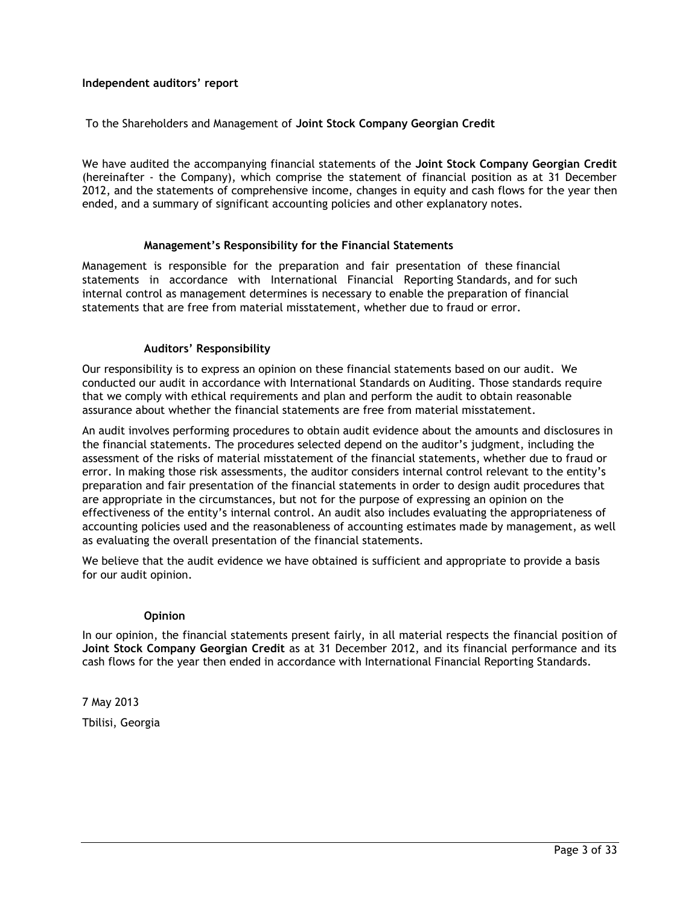**Independent auditors' report**

To the Shareholders and Management of **Joint Stock Company Georgian Credit**

We have audited the accompanying financial statements of the **Joint Stock Company Georgian Credit** (hereinafter - the Company), which comprise the statement of financial position as at 31 December 2012, and the statements of comprehensive income, changes in equity and cash flows for the year then ended, and a summary of significant accounting policies and other explanatory notes.

**Management's Responsibility for the Financial Statements**

Management is responsible for the preparation and fair presentation of these financial statements in accordance with International Financial Reporting Standards, and for such internal control as management determines is necessary to enable the preparation of financial statements that are free from material misstatement, whether due to fraud or error.

**Auditors' Responsibility**

Our responsibility is to express an opinion on these financial statements based on our audit. We conducted our audit in accordance with International Standards on Auditing. Those standards require that we comply with ethical requirements and plan and perform the audit to obtain reasonable assurance about whether the financial statements are free from material misstatement.

An audit involves performing procedures to obtain audit evidence about the amounts and disclosures in the financial statements. The procedures selected depend on the auditor's judgment, including the assessment of the risks of material misstatement of the financial statements, whether due to fraud or error. In making those risk assessments, the auditor considers internal control relevant to the entity's preparation and fair presentation of the financial statements in order to design audit procedures that are appropriate in the circumstances, but not for the purpose of expressing an opinion on the effectiveness of the entity's internal control. An audit also includes evaluating the appropriateness of accounting policies used and the reasonableness of accounting estimates made by management, as well as evaluating the overall presentation of the financial statements.

We believe that the audit evidence we have obtained is sufficient and appropriate to provide a basis for our audit opinion.

**Opinion**

In our opinion, the financial statements present fairly, in all material respects the financial position of **Joint Stock Company Georgian Credit** as at 31 December 2012, and its financial performance and its cash flows for the year then ended in accordance with International Financial Reporting Standards.

7 May 2013

Tbilisi, Georgia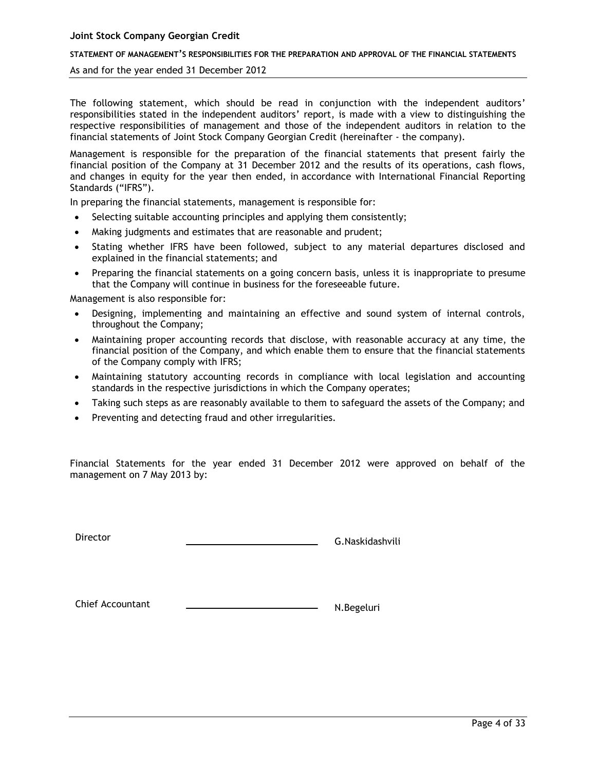# Joint Stock Company Georgian Credit

## STATEMENT OF MANAGEMENT'S RESPONSIBILITIES FOR THE PREPARATION AND APPROVAL OF THE FINANCIAL STATEMENTS

As and for the year ended 31 December 2012

The following statement, which should be read in conjunction with the independent auditors' responsibilities stated in the independent auditors' report, is made with a view to distinguishing the respective responsibilities of management and those of the independent auditors in relation to the financial statements of Joint Stock Company Georgian Credit (hereinafter - the company).

Management is responsible for the preparation of the financial statements that present fairly the financial position of the Company at 31 December 2012 and the results of its operations, cash flows, and changes in equity for the year then ended, in accordance with International Financial Reporting Standards ("IFRS").

In preparing the financial statements, management is responsible for:

- Selecting suitable accounting principles and applying them consistently;
- Making judgments and estimates that are reasonable and prudent;
- Stating whether IFRS have been followed, subject to any material departures disclosed and explained in the financial statements; and
- Preparing the financial statements on a going concern basis, unless it is inappropriate to presume that the Company will continue in business for the foreseeable future.

Management is also responsible for:

- Designing, implementing and maintaining an effective and sound system of internal controls, throughout the Company;
- Maintaining proper accounting records that disclose, with reasonable accuracy at any time, the financial position of the Company, and which enable them to ensure that the financial statements of the Company comply with IFRS;
- Maintaining statutory accounting records in compliance with local legislation and accounting standards in the respective jurisdictions in which the Company operates;
- Taking such steps as are reasonably available to them to safeguard the assets of the Company; and
- Preventing and detecting fraud and other irregularities.

Financial Statements for the year ended 31 December 2012 were approved on behalf of the management on 7 May 2013 by:

Director \_\_\_\_\_\_\_\_\_\_\_\_\_\_\_\_\_\_\_\_ G.Naskidashvili

Chief Accountant \_\_\_\_\_\_\_\_\_\_\_\_\_\_\_\_\_\_\_\_ N.Begeluri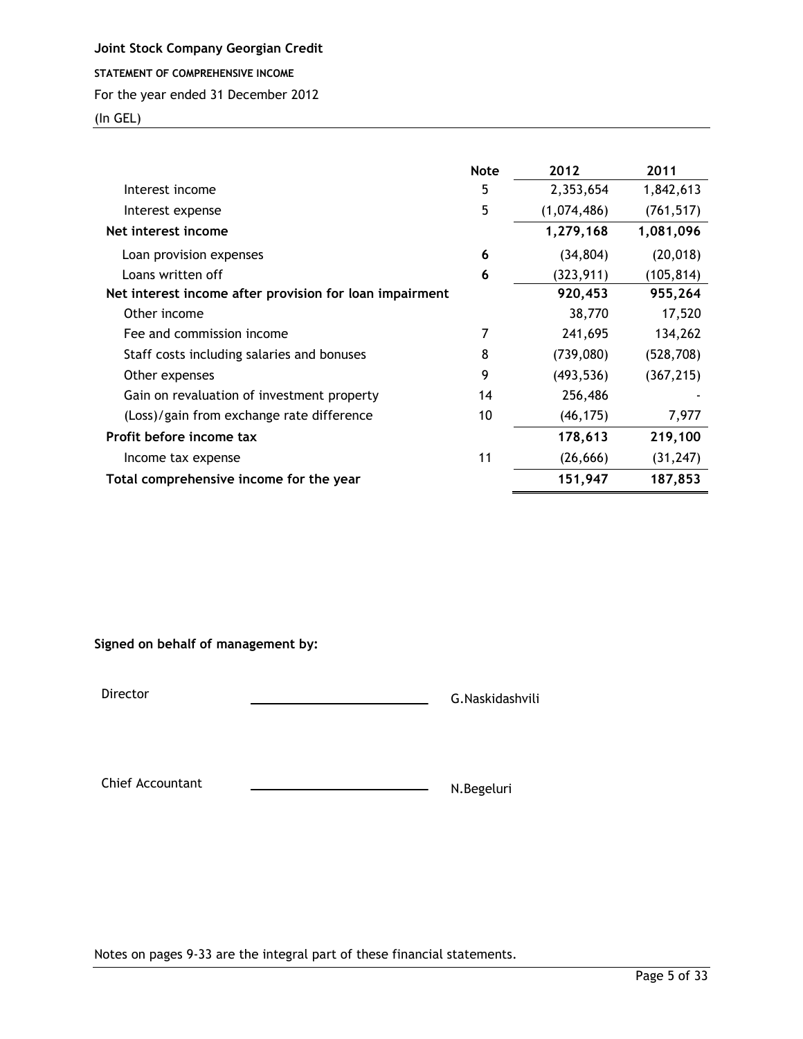**Joint Stock Company Georgian Credit**

**STATEMENT OF COMPREHENSIVE INCOME**

For the year ended 31 December 2012

(In GEL)

| | Note | 2012 | 2011 |
|---|---|---|---|
| Interest income | 5 | 2,353,654 | 1,842,613 |
| Interest expense | 5 | (1,074,486) | (761,517) |
| **Net interest income** | | **1,279,168** | **1,081,096** |
| Loan provision expenses | **6** | (34,804) | (20,018) |
| Loans written off | **6** | (323,911) | (105,814) |
| **Net interest income after provision for loan impairment** | | **920,453** | **955,264** |
| Other income | | 38,770 | 17,520 |
| Fee and commission income | 7 | 241,695 | 134,262 |
| Staff costs including salaries and bonuses | 8 | (739,080) | (528,708) |
| Other expenses | 9 | (493,536) | (367,215) |
| Gain on revaluation of investment property | 14 | 256,486 | - |
| (Loss)/gain from exchange rate difference | 10 | (46,175) | 7,977 |
| **Profit before income tax** | | **178,613** | **219,100** |
| Income tax expense | 11 | (26,666) | (31,247) |
| **Total comprehensive income for the year** | | **151,947** | **187,853** |

**Signed on behalf of management by:**

Director \_\_\_\_\_\_\_\_\_\_\_\_\_\_\_\_\_\_\_\_\_\_\_\_ G.Naskidashvili

Chief Accountant \_\_\_\_\_\_\_\_\_\_\_\_\_\_\_\_\_\_\_\_\_\_\_\_ N.Begeluri

Notes on pages 9-33 are the integral part of these financial statements.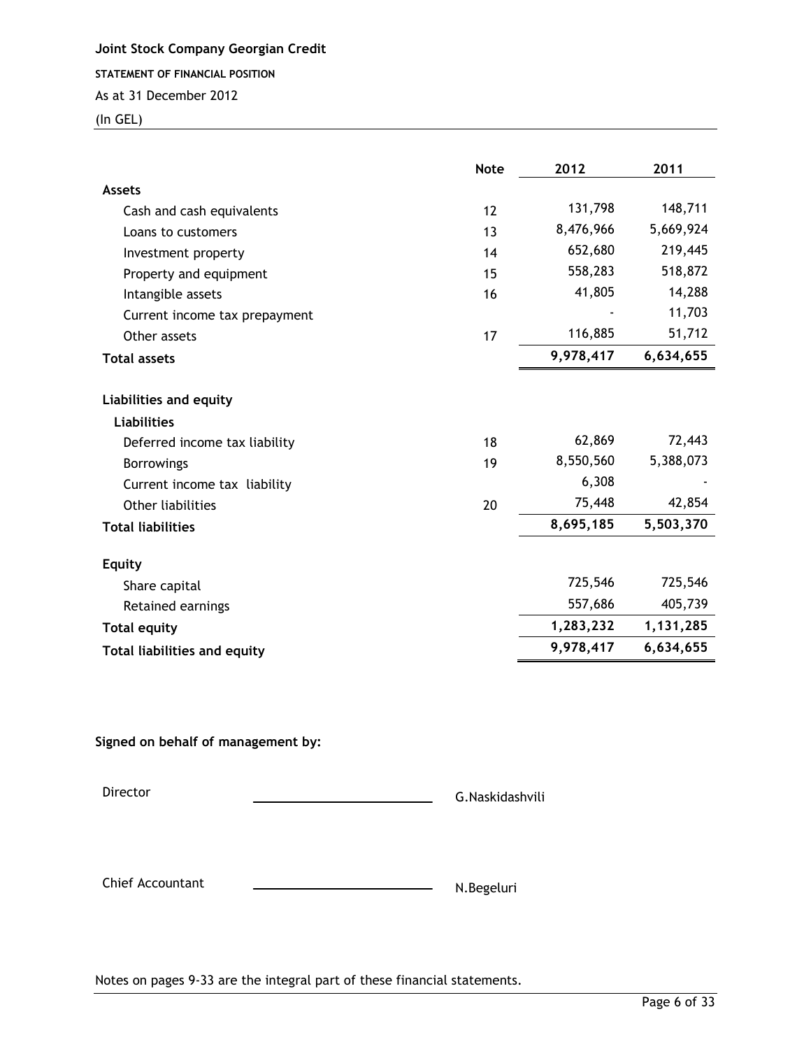**Joint Stock Company Georgian Credit**

**STATEMENT OF FINANCIAL POSITION**

As at 31 December 2012

(In GEL)

| | Note | 2012 | 2011 |
|---|---|---|---|
| **Assets** | | | |
| Cash and cash equivalents | 12 | 131,798 | 148,711 |
| Loans to customers | 13 | 8,476,966 | 5,669,924 |
| Investment property | 14 | 652,680 | 219,445 |
| Property and equipment | 15 | 558,283 | 518,872 |
| Intangible assets | 16 | 41,805 | 14,288 |
| Current income tax prepayment | | - | 11,703 |
| Other assets | 17 | 116,885 | 51,712 |
| **Total assets** | | **9,978,417** | **6,634,655** |
| | | | |
| **Liabilities and equity** | | | |
| **Liabilities** | | | |
| Deferred income tax liability | 18 | 62,869 | 72,443 |
| Borrowings | 19 | 8,550,560 | 5,388,073 |
| Current income tax liability | | 6,308 | - |
| Other liabilities | 20 | 75,448 | 42,854 |
| **Total liabilities** | | **8,695,185** | **5,503,370** |
| | | | |
| **Equity** | | | |
| Share capital | | 725,546 | 725,546 |
| Retained earnings | | 557,686 | 405,739 |
| **Total equity** | | **1,283,232** | **1,131,285** |
| **Total liabilities and equity** | | **9,978,417** | **6,634,655** |

**Signed on behalf of management by:**

Director _________________________ G.Naskidashvili

Chief Accountant _________________________ N.Begeluri

Notes on pages 9-33 are the integral part of these financial statements.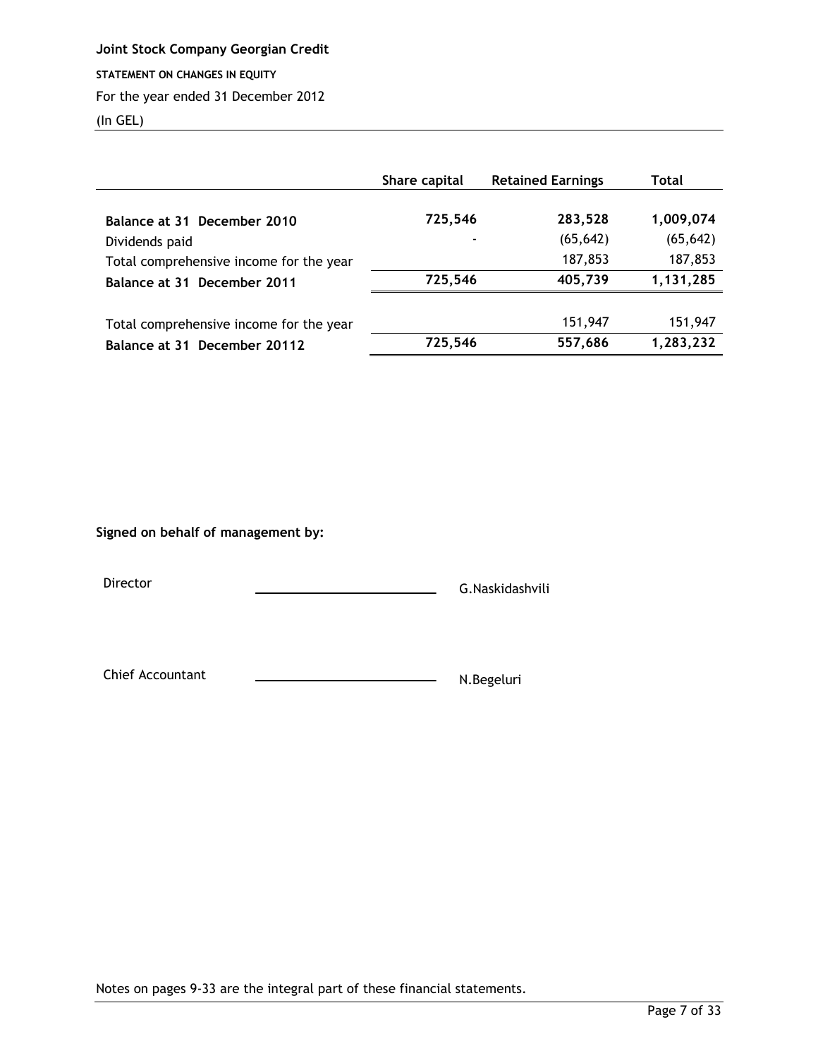**Joint Stock Company Georgian Credit**

**STATEMENT ON CHANGES IN EQUITY**

For the year ended 31 December 2012

(In GEL)

| | Share capital | Retained Earnings | Total |
|---|---|---|---|
| **Balance at 31 December 2010** | **725,546** | **283,528** | **1,009,074** |
| Dividends paid | - | (65,642) | (65,642) |
| Total comprehensive income for the year | | 187,853 | 187,853 |
| **Balance at 31 December 2011** | **725,546** | **405,739** | **1,131,285** |
| | | | |
| Total comprehensive income for the year | | 151,947 | 151,947 |
| **Balance at 31 December 20112** | **725,546** | **557,686** | **1,283,232** |

**Signed on behalf of management by:**

Director \_\_\_\_\_\_\_\_\_\_\_\_\_\_\_\_\_\_\_\_\_\_\_\_ G.Naskidashvili

Chief Accountant \_\_\_\_\_\_\_\_\_\_\_\_\_\_\_\_\_\_\_\_\_\_\_\_ N.Begeluri

Notes on pages 9-33 are the integral part of these financial statements.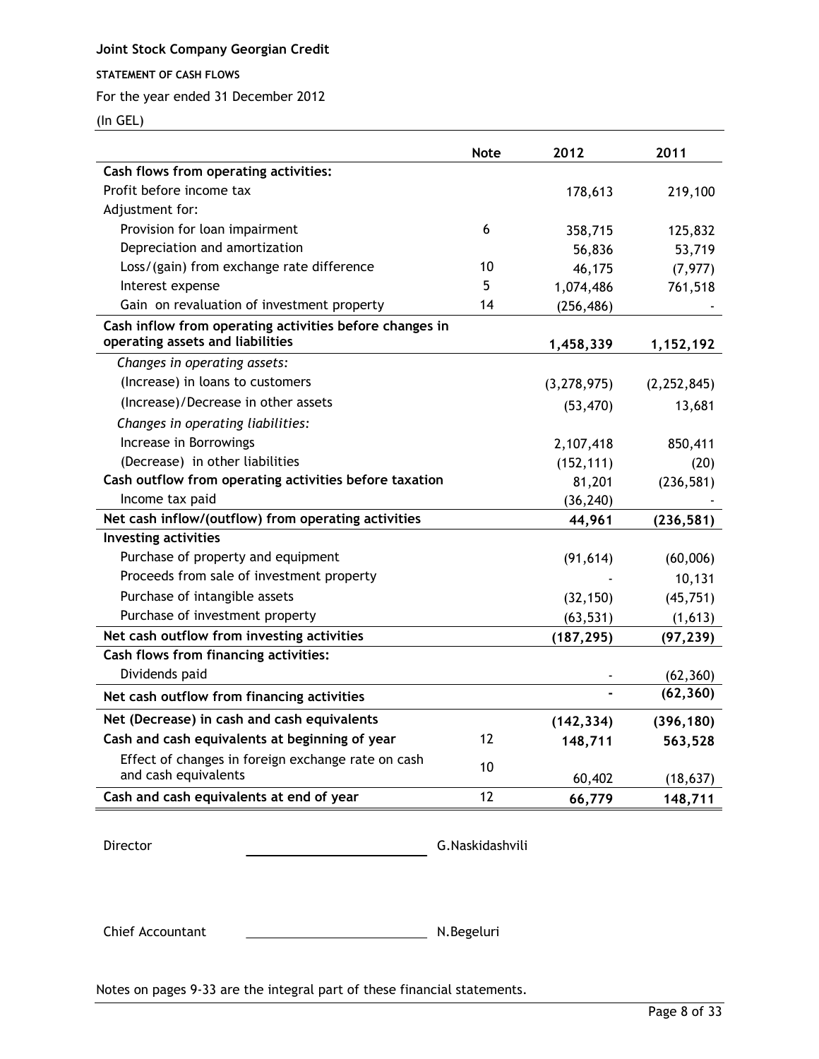**Joint Stock Company Georgian Credit**

**STATEMENT OF CASH FLOWS**

For the year ended 31 December 2012

(In GEL)

| | Note | 2012 | 2011 |
|---|---|---|---|
| **Cash flows from operating activities:** | | | |
| Profit before income tax | | 178,613 | 219,100 |
| Adjustment for: | | | |
| Provision for loan impairment | 6 | 358,715 | 125,832 |
| Depreciation and amortization | | 56,836 | 53,719 |
| Loss/(gain) from exchange rate difference | 10 | 46,175 | (7,977) |
| Interest expense | 5 | 1,074,486 | 761,518 |
| Gain on revaluation of investment property | 14 | (256,486) | - |
| **Cash inflow from operating activities before changes in operating assets and liabilities** | | **1,458,339** | **1,152,192** |
| *Changes in operating assets:* | | | |
| (Increase) in loans to customers | | (3,278,975) | (2,252,845) |
| (Increase)/Decrease in other assets | | (53,470) | 13,681 |
| *Changes in operating liabilities:* | | | |
| Increase in Borrowings | | 2,107,418 | 850,411 |
| (Decrease) in other liabilities | | (152,111) | (20) |
| **Cash outflow from operating activities before taxation** | | 81,201 | (236,581) |
| Income tax paid | | (36,240) | - |
| **Net cash inflow/(outflow) from operating activities** | | **44,961** | **(236,581)** |
| **Investing activities** | | | |
| Purchase of property and equipment | | (91,614) | (60,006) |
| Proceeds from sale of investment property | | - | 10,131 |
| Purchase of intangible assets | | (32,150) | (45,751) |
| Purchase of investment property | | (63,531) | (1,613) |
| **Net cash outflow from investing activities** | | **(187,295)** | **(97,239)** |
| **Cash flows from financing activities:** | | | |
| Dividends paid | | - | (62,360) |
| **Net cash outflow from financing activities** | | **-** | **(62,360)** |
| **Net (Decrease) in cash and cash equivalents** | | **(142,334)** | **(396,180)** |
| **Cash and cash equivalents at beginning of year** | 12 | **148,711** | **563,528** |
| Effect of changes in foreign exchange rate on cash and cash equivalents | 10 | 60,402 | (18,637) |
| **Cash and cash equivalents at end of year** | 12 | **66,779** | **148,711** |

Director ________________________ G.Naskidashvili

Chief Accountant ________________________ N.Begeluri

Notes on pages 9-33 are the integral part of these financial statements.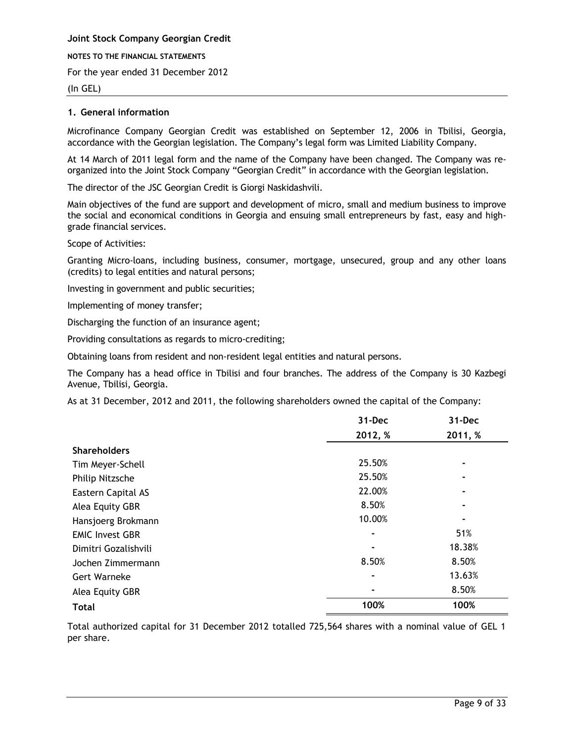**Joint Stock Company Georgian Credit**

**NOTES TO THE FINANCIAL STATEMENTS**

For the year ended 31 December 2012

(In GEL)

## 1. General information

Microfinance Company Georgian Credit was established on September 12, 2006 in Tbilisi, Georgia, accordance with the Georgian legislation. The Company's legal form was Limited Liability Company.

At 14 March of 2011 legal form and the name of the Company have been changed. The Company was re-organized into the Joint Stock Company "Georgian Credit" in accordance with the Georgian legislation.

The director of the JSC Georgian Credit is Giorgi Naskidashvili.

Main objectives of the fund are support and development of micro, small and medium business to improve the social and economical conditions in Georgia and ensuing small entrepreneurs by fast, easy and high-grade financial services.

Scope of Activities:

Granting Micro-loans, including business, consumer, mortgage, unsecured, group and any other loans (credits) to legal entities and natural persons;

Investing in government and public securities;

Implementing of money transfer;

Discharging the function of an insurance agent;

Providing consultations as regards to micro-crediting;

Obtaining loans from resident and non-resident legal entities and natural persons.

The Company has a head office in Tbilisi and four branches. The address of the Company is 30 Kazbegi Avenue, Tbilisi, Georgia.

As at 31 December, 2012 and 2011, the following shareholders owned the capital of the Company:

| | 31-Dec 2012, % | 31-Dec 2011, % |
|---|---|---|
| **Shareholders** | | |
| Tim Meyer-Schell | 25.50% | - |
| Philip Nitzsche | 25.50% | - |
| Eastern Capital AS | 22.00% | - |
| Alea Equity GBR | 8.50% | - |
| Hansjoerg Brokmann | 10.00% | - |
| EMIC Invest GBR | - | 51% |
| Dimitri Gozalishvili | - | 18.38% |
| Jochen Zimmermann | 8.50% | 8.50% |
| Gert Warneke | - | 13.63% |
| Alea Equity GBR | - | 8.50% |
| **Total** | **100%** | **100%** |

Total authorized capital for 31 December 2012 totalled 725,564 shares with a nominal value of GEL 1 per share.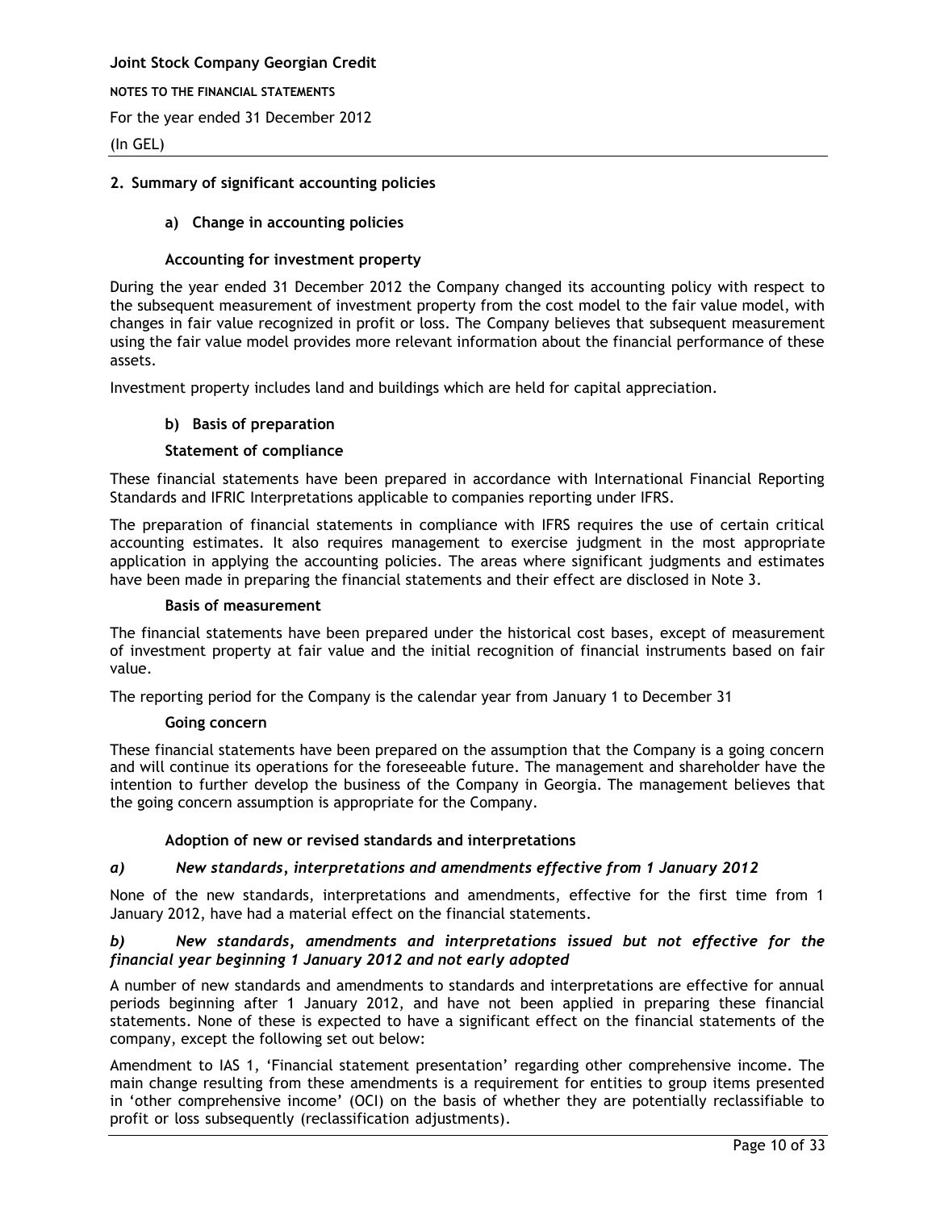## 2. Summary of significant accounting policies

### a) Change in accounting policies

#### Accounting for investment property

During the year ended 31 December 2012 the Company changed its accounting policy with respect to the subsequent measurement of investment property from the cost model to the fair value model, with changes in fair value recognized in profit or loss. The Company believes that subsequent measurement using the fair value model provides more relevant information about the financial performance of these assets.

Investment property includes land and buildings which are held for capital appreciation.

### b) Basis of preparation

#### Statement of compliance

These financial statements have been prepared in accordance with International Financial Reporting Standards and IFRIC Interpretations applicable to companies reporting under IFRS.

The preparation of financial statements in compliance with IFRS requires the use of certain critical accounting estimates. It also requires management to exercise judgment in the most appropriate application in applying the accounting policies. The areas where significant judgments and estimates have been made in preparing the financial statements and their effect are disclosed in Note 3.

#### Basis of measurement

The financial statements have been prepared under the historical cost bases, except of measurement of investment property at fair value and the initial recognition of financial instruments based on fair value.

The reporting period for the Company is the calendar year from January 1 to December 31

#### Going concern

These financial statements have been prepared on the assumption that the Company is a going concern and will continue its operations for the foreseeable future. The management and shareholder have the intention to further develop the business of the Company in Georgia. The management believes that the going concern assumption is appropriate for the Company.

#### Adoption of new or revised standards and interpretations

***a) New standards, interpretations and amendments effective from 1 January 2012***

None of the new standards, interpretations and amendments, effective for the first time from 1 January 2012, have had a material effect on the financial statements.

***b) New standards, amendments and interpretations issued but not effective for the financial year beginning 1 January 2012 and not early adopted***

A number of new standards and amendments to standards and interpretations are effective for annual periods beginning after 1 January 2012, and have not been applied in preparing these financial statements. None of these is expected to have a significant effect on the financial statements of the company, except the following set out below:

Amendment to IAS 1, 'Financial statement presentation' regarding other comprehensive income. The main change resulting from these amendments is a requirement for entities to group items presented in 'other comprehensive income' (OCI) on the basis of whether they are potentially reclassifiable to profit or loss subsequently (reclassification adjustments).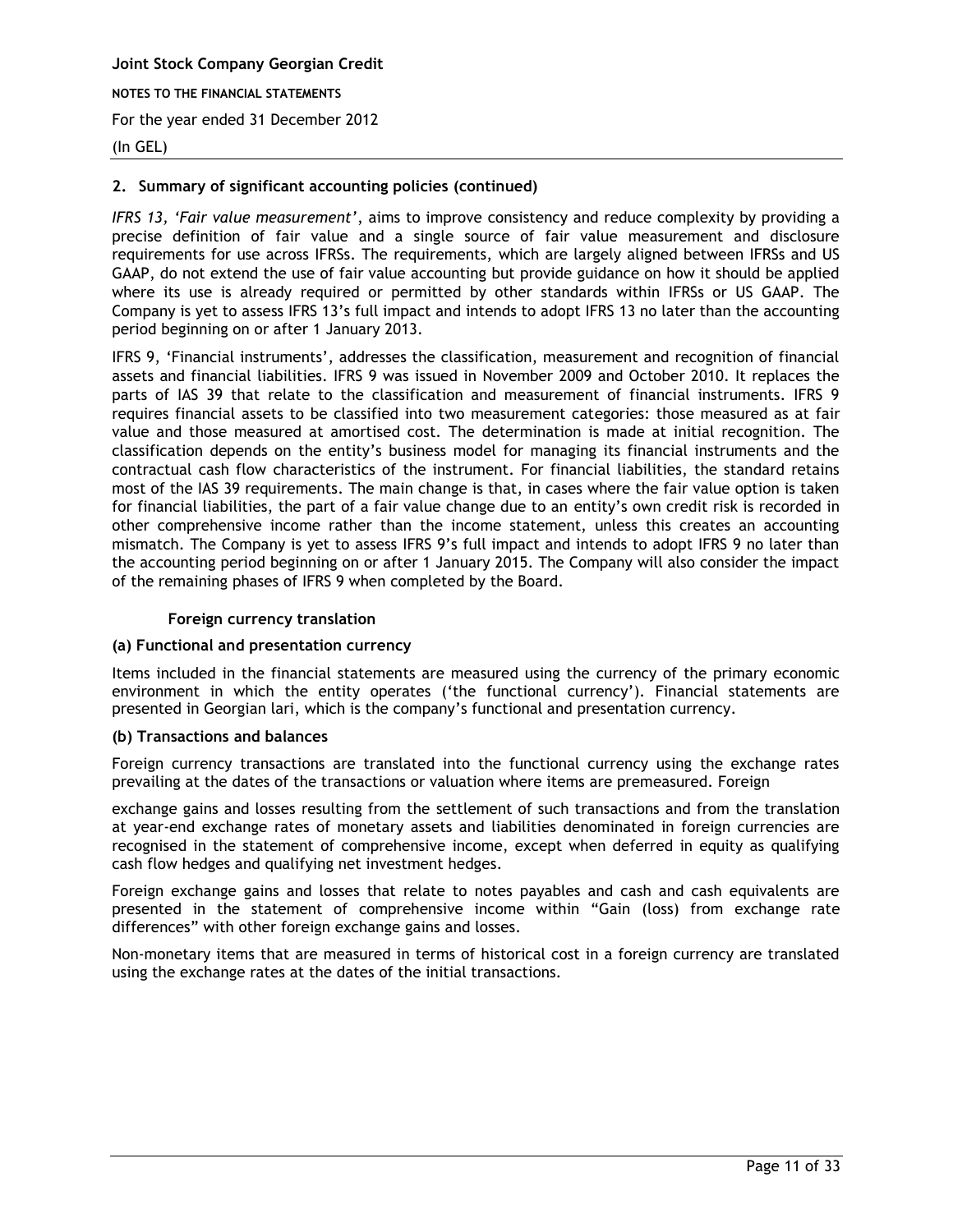## 2. Summary of significant accounting policies (continued)

*IFRS 13, 'Fair value measurement'*, aims to improve consistency and reduce complexity by providing a precise definition of fair value and a single source of fair value measurement and disclosure requirements for use across IFRSs. The requirements, which are largely aligned between IFRSs and US GAAP, do not extend the use of fair value accounting but provide guidance on how it should be applied where its use is already required or permitted by other standards within IFRSs or US GAAP. The Company is yet to assess IFRS 13's full impact and intends to adopt IFRS 13 no later than the accounting period beginning on or after 1 January 2013.

IFRS 9, 'Financial instruments', addresses the classification, measurement and recognition of financial assets and financial liabilities. IFRS 9 was issued in November 2009 and October 2010. It replaces the parts of IAS 39 that relate to the classification and measurement of financial instruments. IFRS 9 requires financial assets to be classified into two measurement categories: those measured as at fair value and those measured at amortised cost. The determination is made at initial recognition. The classification depends on the entity's business model for managing its financial instruments and the contractual cash flow characteristics of the instrument. For financial liabilities, the standard retains most of the IAS 39 requirements. The main change is that, in cases where the fair value option is taken for financial liabilities, the part of a fair value change due to an entity's own credit risk is recorded in other comprehensive income rather than the income statement, unless this creates an accounting mismatch. The Company is yet to assess IFRS 9's full impact and intends to adopt IFRS 9 no later than the accounting period beginning on or after 1 January 2015. The Company will also consider the impact of the remaining phases of IFRS 9 when completed by the Board.

### Foreign currency translation

**(a) Functional and presentation currency**

Items included in the financial statements are measured using the currency of the primary economic environment in which the entity operates ('the functional currency'). Financial statements are presented in Georgian lari, which is the company's functional and presentation currency.

**(b) Transactions and balances**

Foreign currency transactions are translated into the functional currency using the exchange rates prevailing at the dates of the transactions or valuation where items are premeasured. Foreign exchange gains and losses resulting from the settlement of such transactions and from the translation at year-end exchange rates of monetary assets and liabilities denominated in foreign currencies are recognised in the statement of comprehensive income, except when deferred in equity as qualifying cash flow hedges and qualifying net investment hedges.

Foreign exchange gains and losses that relate to notes payables and cash and cash equivalents are presented in the statement of comprehensive income within "Gain (loss) from exchange rate differences" with other foreign exchange gains and losses.

Non-monetary items that are measured in terms of historical cost in a foreign currency are translated using the exchange rates at the dates of the initial transactions.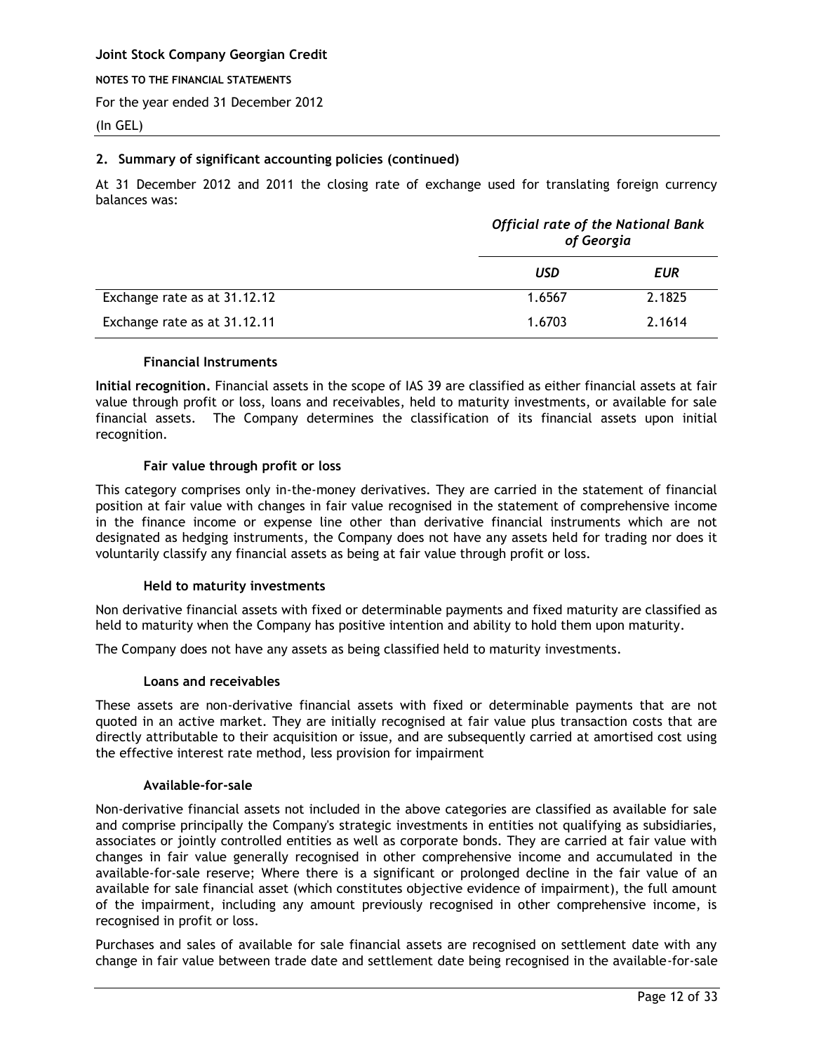## 2. Summary of significant accounting policies (continued)

At 31 December 2012 and 2011 the closing rate of exchange used for translating foreign currency balances was:

| | *Official rate of the National Bank of Georgia* | |
|---|---|---|
| | ***USD*** | ***EUR*** |
| Exchange rate as at 31.12.12 | 1.6567 | 2.1825 |
| Exchange rate as at 31.12.11 | 1.6703 | 2.1614 |

### Financial Instruments

**Initial recognition.** Financial assets in the scope of IAS 39 are classified as either financial assets at fair value through profit or loss, loans and receivables, held to maturity investments, or available for sale financial assets. The Company determines the classification of its financial assets upon initial recognition.

### Fair value through profit or loss

This category comprises only in-the-money derivatives. They are carried in the statement of financial position at fair value with changes in fair value recognised in the statement of comprehensive income in the finance income or expense line other than derivative financial instruments which are not designated as hedging instruments, the Company does not have any assets held for trading nor does it voluntarily classify any financial assets as being at fair value through profit or loss.

### Held to maturity investments

Non derivative financial assets with fixed or determinable payments and fixed maturity are classified as held to maturity when the Company has positive intention and ability to hold them upon maturity.

The Company does not have any assets as being classified held to maturity investments.

### Loans and receivables

These assets are non-derivative financial assets with fixed or determinable payments that are not quoted in an active market. They are initially recognised at fair value plus transaction costs that are directly attributable to their acquisition or issue, and are subsequently carried at amortised cost using the effective interest rate method, less provision for impairment

### Available-for-sale

Non-derivative financial assets not included in the above categories are classified as available for sale and comprise principally the Company's strategic investments in entities not qualifying as subsidiaries, associates or jointly controlled entities as well as corporate bonds. They are carried at fair value with changes in fair value generally recognised in other comprehensive income and accumulated in the available-for-sale reserve; Where there is a significant or prolonged decline in the fair value of an available for sale financial asset (which constitutes objective evidence of impairment), the full amount of the impairment, including any amount previously recognised in other comprehensive income, is recognised in profit or loss.

Purchases and sales of available for sale financial assets are recognised on settlement date with any change in fair value between trade date and settlement date being recognised in the available-for-sale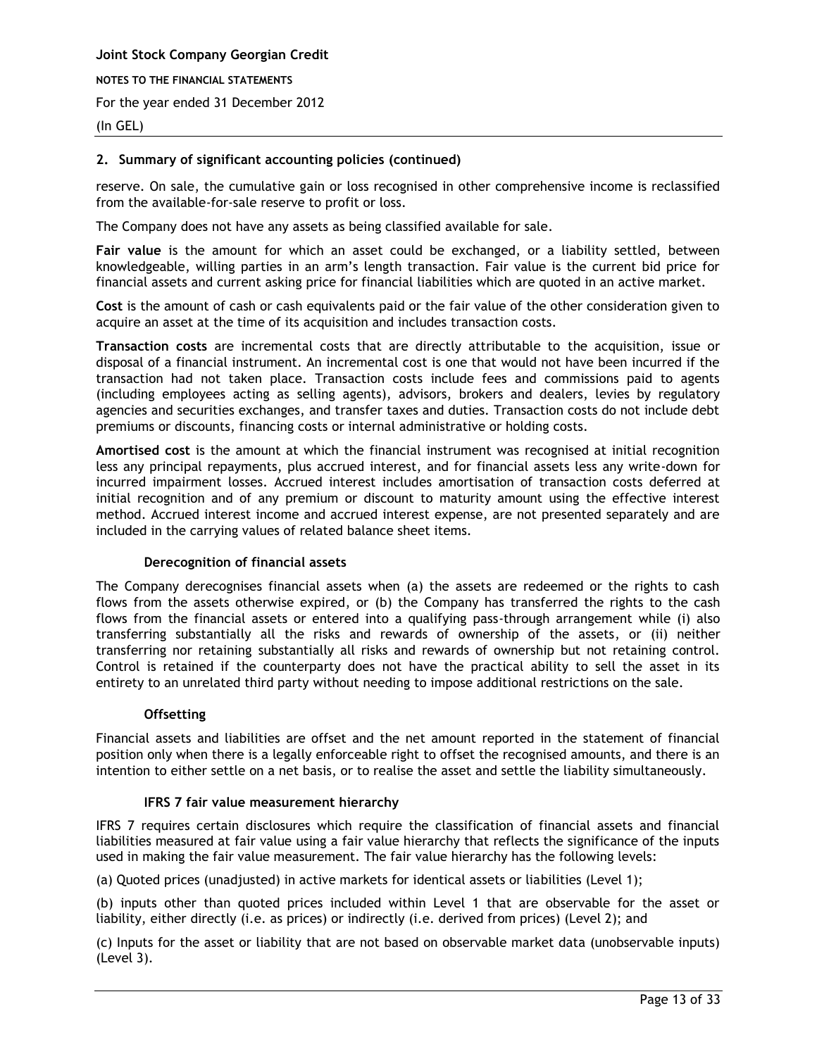## 2. Summary of significant accounting policies (continued)

reserve. On sale, the cumulative gain or loss recognised in other comprehensive income is reclassified from the available-for-sale reserve to profit or loss.

The Company does not have any assets as being classified available for sale.

**Fair value** is the amount for which an asset could be exchanged, or a liability settled, between knowledgeable, willing parties in an arm's length transaction. Fair value is the current bid price for financial assets and current asking price for financial liabilities which are quoted in an active market.

**Cost** is the amount of cash or cash equivalents paid or the fair value of the other consideration given to acquire an asset at the time of its acquisition and includes transaction costs.

**Transaction costs** are incremental costs that are directly attributable to the acquisition, issue or disposal of a financial instrument. An incremental cost is one that would not have been incurred if the transaction had not taken place. Transaction costs include fees and commissions paid to agents (including employees acting as selling agents), advisors, brokers and dealers, levies by regulatory agencies and securities exchanges, and transfer taxes and duties. Transaction costs do not include debt premiums or discounts, financing costs or internal administrative or holding costs.

**Amortised cost** is the amount at which the financial instrument was recognised at initial recognition less any principal repayments, plus accrued interest, and for financial assets less any write-down for incurred impairment losses. Accrued interest includes amortisation of transaction costs deferred at initial recognition and of any premium or discount to maturity amount using the effective interest method. Accrued interest income and accrued interest expense, are not presented separately and are included in the carrying values of related balance sheet items.

### Derecognition of financial assets

The Company derecognises financial assets when (a) the assets are redeemed or the rights to cash flows from the assets otherwise expired, or (b) the Company has transferred the rights to the cash flows from the financial assets or entered into a qualifying pass-through arrangement while (i) also transferring substantially all the risks and rewards of ownership of the assets, or (ii) neither transferring nor retaining substantially all risks and rewards of ownership but not retaining control. Control is retained if the counterparty does not have the practical ability to sell the asset in its entirety to an unrelated third party without needing to impose additional restrictions on the sale.

### Offsetting

Financial assets and liabilities are offset and the net amount reported in the statement of financial position only when there is a legally enforceable right to offset the recognised amounts, and there is an intention to either settle on a net basis, or to realise the asset and settle the liability simultaneously.

### IFRS 7 fair value measurement hierarchy

IFRS 7 requires certain disclosures which require the classification of financial assets and financial liabilities measured at fair value using a fair value hierarchy that reflects the significance of the inputs used in making the fair value measurement. The fair value hierarchy has the following levels:

(a) Quoted prices (unadjusted) in active markets for identical assets or liabilities (Level 1);

(b) inputs other than quoted prices included within Level 1 that are observable for the asset or liability, either directly (i.e. as prices) or indirectly (i.e. derived from prices) (Level 2); and

(c) Inputs for the asset or liability that are not based on observable market data (unobservable inputs) (Level 3).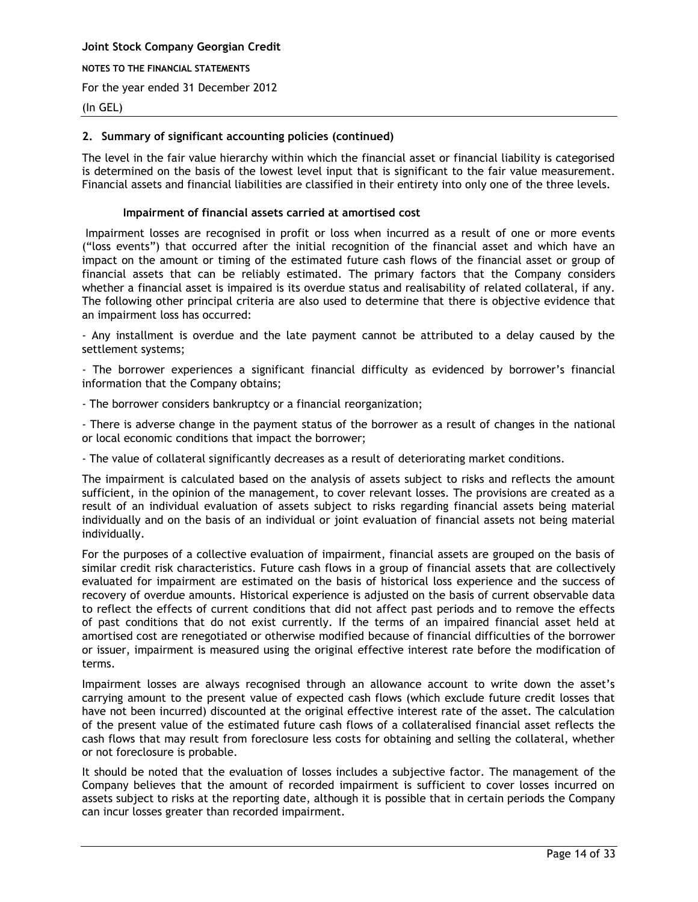## 2. Summary of significant accounting policies (continued)

The level in the fair value hierarchy within which the financial asset or financial liability is categorised is determined on the basis of the lowest level input that is significant to the fair value measurement. Financial assets and financial liabilities are classified in their entirety into only one of the three levels.

### Impairment of financial assets carried at amortised cost

Impairment losses are recognised in profit or loss when incurred as a result of one or more events ("loss events") that occurred after the initial recognition of the financial asset and which have an impact on the amount or timing of the estimated future cash flows of the financial asset or group of financial assets that can be reliably estimated. The primary factors that the Company considers whether a financial asset is impaired is its overdue status and realisability of related collateral, if any. The following other principal criteria are also used to determine that there is objective evidence that an impairment loss has occurred:

- Any installment is overdue and the late payment cannot be attributed to a delay caused by the settlement systems;

- The borrower experiences a significant financial difficulty as evidenced by borrower's financial information that the Company obtains;

- The borrower considers bankruptcy or a financial reorganization;

- There is adverse change in the payment status of the borrower as a result of changes in the national or local economic conditions that impact the borrower;

- The value of collateral significantly decreases as a result of deteriorating market conditions.

The impairment is calculated based on the analysis of assets subject to risks and reflects the amount sufficient, in the opinion of the management, to cover relevant losses. The provisions are created as a result of an individual evaluation of assets subject to risks regarding financial assets being material individually and on the basis of an individual or joint evaluation of financial assets not being material individually.

For the purposes of a collective evaluation of impairment, financial assets are grouped on the basis of similar credit risk characteristics. Future cash flows in a group of financial assets that are collectively evaluated for impairment are estimated on the basis of historical loss experience and the success of recovery of overdue amounts. Historical experience is adjusted on the basis of current observable data to reflect the effects of current conditions that did not affect past periods and to remove the effects of past conditions that do not exist currently. If the terms of an impaired financial asset held at amortised cost are renegotiated or otherwise modified because of financial difficulties of the borrower or issuer, impairment is measured using the original effective interest rate before the modification of terms.

Impairment losses are always recognised through an allowance account to write down the asset's carrying amount to the present value of expected cash flows (which exclude future credit losses that have not been incurred) discounted at the original effective interest rate of the asset. The calculation of the present value of the estimated future cash flows of a collateralised financial asset reflects the cash flows that may result from foreclosure less costs for obtaining and selling the collateral, whether or not foreclosure is probable.

It should be noted that the evaluation of losses includes a subjective factor. The management of the Company believes that the amount of recorded impairment is sufficient to cover losses incurred on assets subject to risks at the reporting date, although it is possible that in certain periods the Company can incur losses greater than recorded impairment.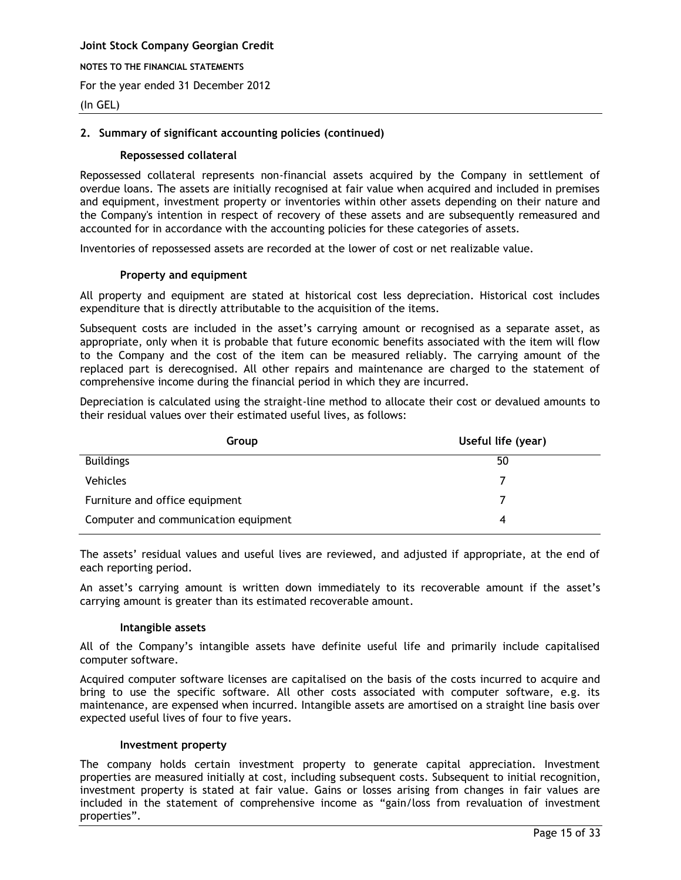## 2. Summary of significant accounting policies (continued)

### Repossessed collateral

Repossessed collateral represents non-financial assets acquired by the Company in settlement of overdue loans. The assets are initially recognised at fair value when acquired and included in premises and equipment, investment property or inventories within other assets depending on their nature and the Company's intention in respect of recovery of these assets and are subsequently remeasured and accounted for in accordance with the accounting policies for these categories of assets.

Inventories of repossessed assets are recorded at the lower of cost or net realizable value.

### Property and equipment

All property and equipment are stated at historical cost less depreciation. Historical cost includes expenditure that is directly attributable to the acquisition of the items.

Subsequent costs are included in the asset's carrying amount or recognised as a separate asset, as appropriate, only when it is probable that future economic benefits associated with the item will flow to the Company and the cost of the item can be measured reliably. The carrying amount of the replaced part is derecognised. All other repairs and maintenance are charged to the statement of comprehensive income during the financial period in which they are incurred.

Depreciation is calculated using the straight-line method to allocate their cost or devalued amounts to their residual values over their estimated useful lives, as follows:

| Group | Useful life (year) |
|---|---|
| Buildings | 50 |
| Vehicles | 7 |
| Furniture and office equipment | 7 |
| Computer and communication equipment | 4 |

The assets' residual values and useful lives are reviewed, and adjusted if appropriate, at the end of each reporting period.

An asset's carrying amount is written down immediately to its recoverable amount if the asset's carrying amount is greater than its estimated recoverable amount.

### Intangible assets

All of the Company's intangible assets have definite useful life and primarily include capitalised computer software.

Acquired computer software licenses are capitalised on the basis of the costs incurred to acquire and bring to use the specific software. All other costs associated with computer software, e.g. its maintenance, are expensed when incurred. Intangible assets are amortised on a straight line basis over expected useful lives of four to five years.

### Investment property

The company holds certain investment property to generate capital appreciation. Investment properties are measured initially at cost, including subsequent costs. Subsequent to initial recognition, investment property is stated at fair value. Gains or losses arising from changes in fair values are included in the statement of comprehensive income as "gain/loss from revaluation of investment properties".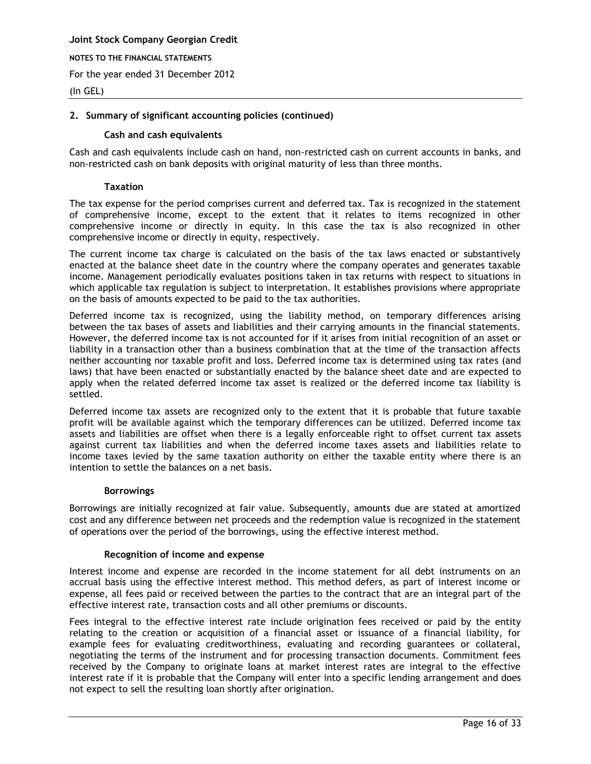## 2. Summary of significant accounting policies (continued)

### Cash and cash equivalents

Cash and cash equivalents include cash on hand, non-restricted cash on current accounts in banks, and non-restricted cash on bank deposits with original maturity of less than three months.

### Taxation

The tax expense for the period comprises current and deferred tax. Tax is recognized in the statement of comprehensive income, except to the extent that it relates to items recognized in other comprehensive income or directly in equity. In this case the tax is also recognized in other comprehensive income or directly in equity, respectively.

The current income tax charge is calculated on the basis of the tax laws enacted or substantively enacted at the balance sheet date in the country where the company operates and generates taxable income. Management periodically evaluates positions taken in tax returns with respect to situations in which applicable tax regulation is subject to interpretation. It establishes provisions where appropriate on the basis of amounts expected to be paid to the tax authorities.

Deferred income tax is recognized, using the liability method, on temporary differences arising between the tax bases of assets and liabilities and their carrying amounts in the financial statements. However, the deferred income tax is not accounted for if it arises from initial recognition of an asset or liability in a transaction other than a business combination that at the time of the transaction affects neither accounting nor taxable profit and loss. Deferred income tax is determined using tax rates (and laws) that have been enacted or substantially enacted by the balance sheet date and are expected to apply when the related deferred income tax asset is realized or the deferred income tax liability is settled.

Deferred income tax assets are recognized only to the extent that it is probable that future taxable profit will be available against which the temporary differences can be utilized. Deferred income tax assets and liabilities are offset when there is a legally enforceable right to offset current tax assets against current tax liabilities and when the deferred income taxes assets and liabilities relate to income taxes levied by the same taxation authority on either the taxable entity where there is an intention to settle the balances on a net basis.

### Borrowings

Borrowings are initially recognized at fair value. Subsequently, amounts due are stated at amortized cost and any difference between net proceeds and the redemption value is recognized in the statement of operations over the period of the borrowings, using the effective interest method.

### Recognition of income and expense

Interest income and expense are recorded in the income statement for all debt instruments on an accrual basis using the effective interest method. This method defers, as part of interest income or expense, all fees paid or received between the parties to the contract that are an integral part of the effective interest rate, transaction costs and all other premiums or discounts.

Fees integral to the effective interest rate include origination fees received or paid by the entity relating to the creation or acquisition of a financial asset or issuance of a financial liability, for example fees for evaluating creditworthiness, evaluating and recording guarantees or collateral, negotiating the terms of the instrument and for processing transaction documents. Commitment fees received by the Company to originate loans at market interest rates are integral to the effective interest rate if it is probable that the Company will enter into a specific lending arrangement and does not expect to sell the resulting loan shortly after origination.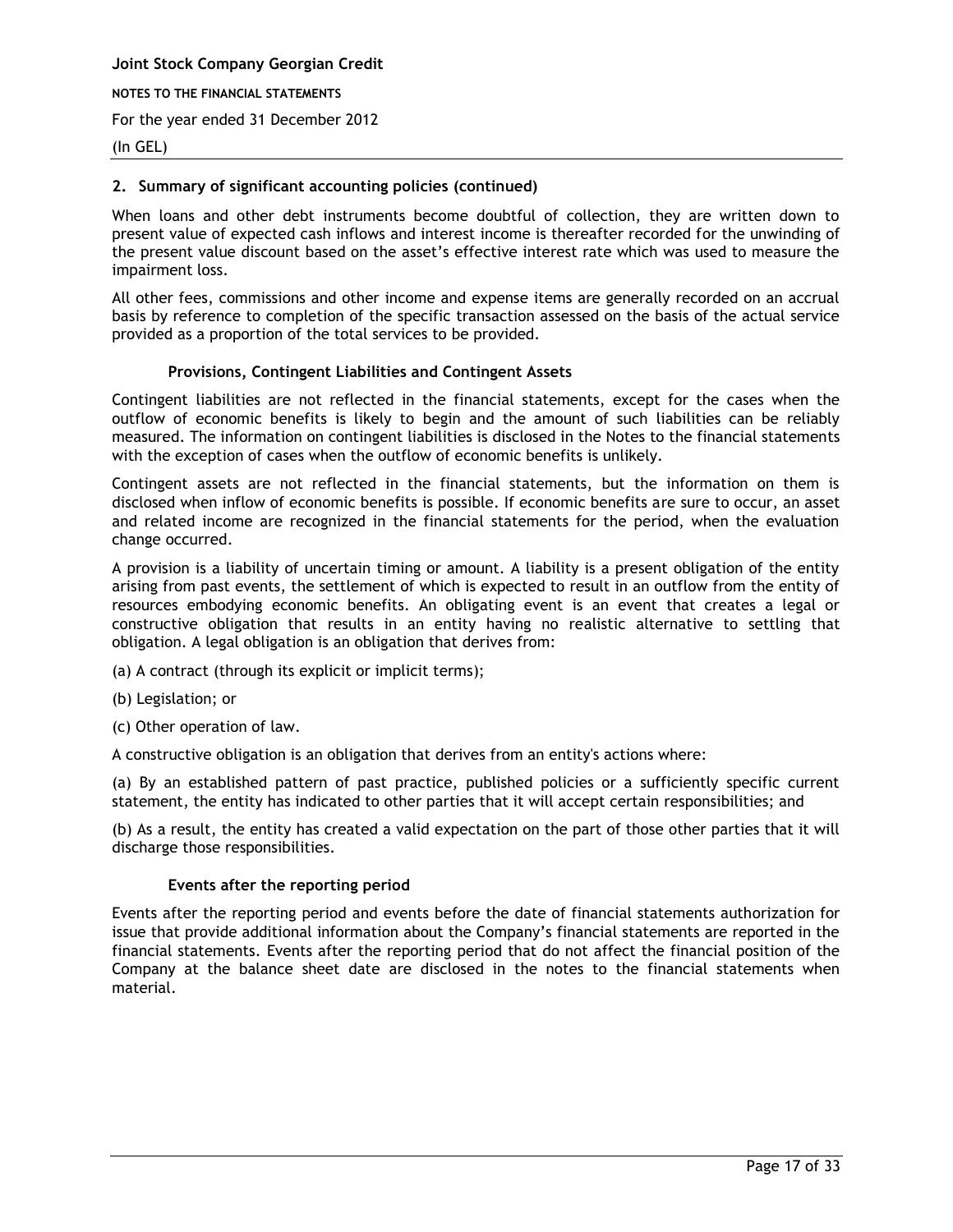## 2. Summary of significant accounting policies (continued)

When loans and other debt instruments become doubtful of collection, they are written down to present value of expected cash inflows and interest income is thereafter recorded for the unwinding of the present value discount based on the asset's effective interest rate which was used to measure the impairment loss.

All other fees, commissions and other income and expense items are generally recorded on an accrual basis by reference to completion of the specific transaction assessed on the basis of the actual service provided as a proportion of the total services to be provided.

### Provisions, Contingent Liabilities and Contingent Assets

Contingent liabilities are not reflected in the financial statements, except for the cases when the outflow of economic benefits is likely to begin and the amount of such liabilities can be reliably measured. The information on contingent liabilities is disclosed in the Notes to the financial statements with the exception of cases when the outflow of economic benefits is unlikely.

Contingent assets are not reflected in the financial statements, but the information on them is disclosed when inflow of economic benefits is possible. If economic benefits are sure to occur, an asset and related income are recognized in the financial statements for the period, when the evaluation change occurred.

A provision is a liability of uncertain timing or amount. A liability is a present obligation of the entity arising from past events, the settlement of which is expected to result in an outflow from the entity of resources embodying economic benefits. An obligating event is an event that creates a legal or constructive obligation that results in an entity having no realistic alternative to settling that obligation. A legal obligation is an obligation that derives from:

(a) A contract (through its explicit or implicit terms);

(b) Legislation; or

(c) Other operation of law.

A constructive obligation is an obligation that derives from an entity's actions where:

(a) By an established pattern of past practice, published policies or a sufficiently specific current statement, the entity has indicated to other parties that it will accept certain responsibilities; and

(b) As a result, the entity has created a valid expectation on the part of those other parties that it will discharge those responsibilities.

### Events after the reporting period

Events after the reporting period and events before the date of financial statements authorization for issue that provide additional information about the Company's financial statements are reported in the financial statements. Events after the reporting period that do not affect the financial position of the Company at the balance sheet date are disclosed in the notes to the financial statements when material.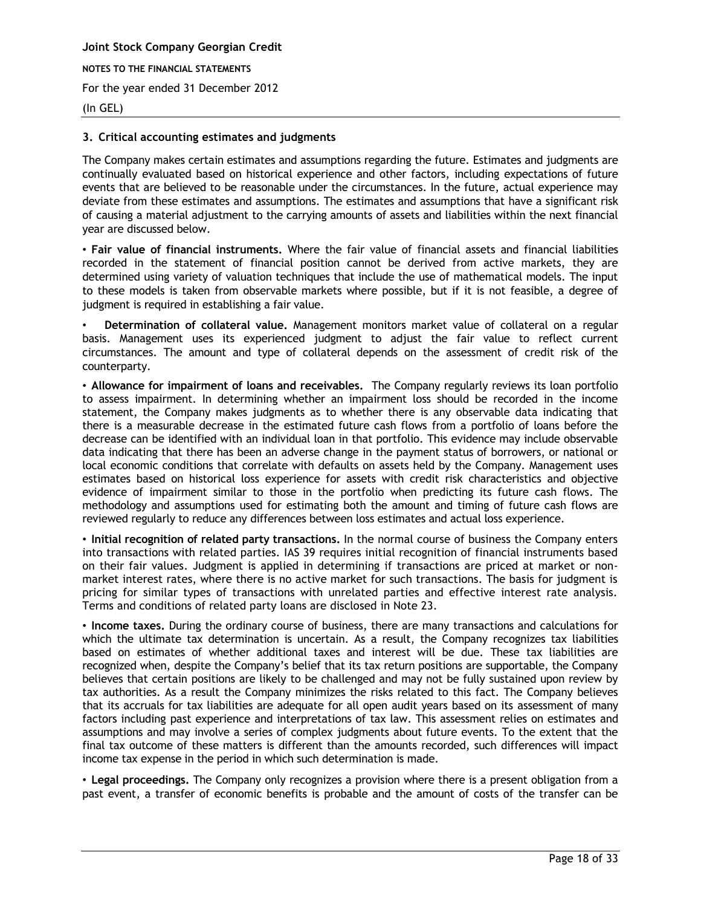## 3. Critical accounting estimates and judgments

The Company makes certain estimates and assumptions regarding the future. Estimates and judgments are continually evaluated based on historical experience and other factors, including expectations of future events that are believed to be reasonable under the circumstances. In the future, actual experience may deviate from these estimates and assumptions. The estimates and assumptions that have a significant risk of causing a material adjustment to the carrying amounts of assets and liabilities within the next financial year are discussed below.

• **Fair value of financial instruments.** Where the fair value of financial assets and financial liabilities recorded in the statement of financial position cannot be derived from active markets, they are determined using variety of valuation techniques that include the use of mathematical models. The input to these models is taken from observable markets where possible, but if it is not feasible, a degree of judgment is required in establishing a fair value.

• **Determination of collateral value.** Management monitors market value of collateral on a regular basis. Management uses its experienced judgment to adjust the fair value to reflect current circumstances. The amount and type of collateral depends on the assessment of credit risk of the counterparty.

• **Allowance for impairment of loans and receivables.** The Company regularly reviews its loan portfolio to assess impairment. In determining whether an impairment loss should be recorded in the income statement, the Company makes judgments as to whether there is any observable data indicating that there is a measurable decrease in the estimated future cash flows from a portfolio of loans before the decrease can be identified with an individual loan in that portfolio. This evidence may include observable data indicating that there has been an adverse change in the payment status of borrowers, or national or local economic conditions that correlate with defaults on assets held by the Company. Management uses estimates based on historical loss experience for assets with credit risk characteristics and objective evidence of impairment similar to those in the portfolio when predicting its future cash flows. The methodology and assumptions used for estimating both the amount and timing of future cash flows are reviewed regularly to reduce any differences between loss estimates and actual loss experience.

• **Initial recognition of related party transactions.** In the normal course of business the Company enters into transactions with related parties. IAS 39 requires initial recognition of financial instruments based on their fair values. Judgment is applied in determining if transactions are priced at market or non-market interest rates, where there is no active market for such transactions. The basis for judgment is pricing for similar types of transactions with unrelated parties and effective interest rate analysis. Terms and conditions of related party loans are disclosed in Note 23.

• **Income taxes.** During the ordinary course of business, there are many transactions and calculations for which the ultimate tax determination is uncertain. As a result, the Company recognizes tax liabilities based on estimates of whether additional taxes and interest will be due. These tax liabilities are recognized when, despite the Company's belief that its tax return positions are supportable, the Company believes that certain positions are likely to be challenged and may not be fully sustained upon review by tax authorities. As a result the Company minimizes the risks related to this fact. The Company believes that its accruals for tax liabilities are adequate for all open audit years based on its assessment of many factors including past experience and interpretations of tax law. This assessment relies on estimates and assumptions and may involve a series of complex judgments about future events. To the extent that the final tax outcome of these matters is different than the amounts recorded, such differences will impact income tax expense in the period in which such determination is made.

• **Legal proceedings.** The Company only recognizes a provision where there is a present obligation from a past event, a transfer of economic benefits is probable and the amount of costs of the transfer can be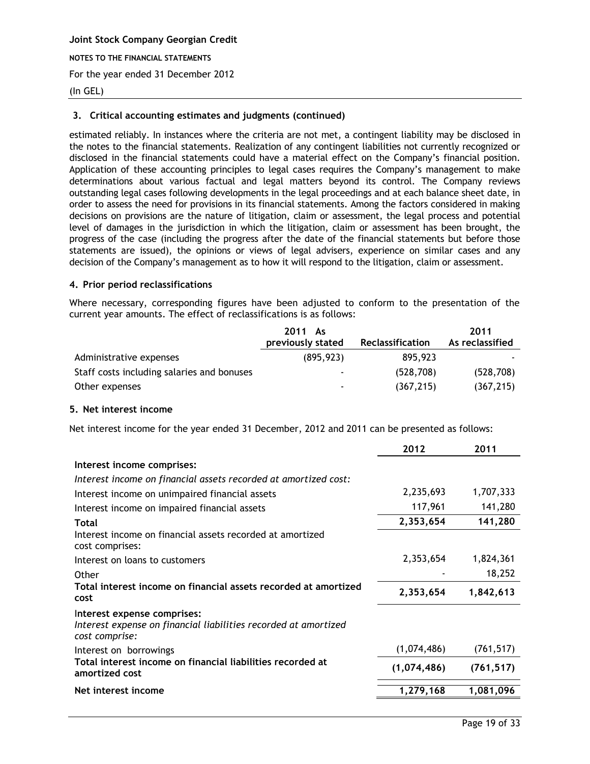**Joint Stock Company Georgian Credit**

**NOTES TO THE FINANCIAL STATEMENTS**

For the year ended 31 December 2012

(In GEL)

### 3. Critical accounting estimates and judgments (continued)

estimated reliably. In instances where the criteria are not met, a contingent liability may be disclosed in the notes to the financial statements. Realization of any contingent liabilities not currently recognized or disclosed in the financial statements could have a material effect on the Company's financial position. Application of these accounting principles to legal cases requires the Company's management to make determinations about various factual and legal matters beyond its control. The Company reviews outstanding legal cases following developments in the legal proceedings and at each balance sheet date, in order to assess the need for provisions in its financial statements. Among the factors considered in making decisions on provisions are the nature of litigation, claim or assessment, the legal process and potential level of damages in the jurisdiction in which the litigation, claim or assessment has been brought, the progress of the case (including the progress after the date of the financial statements but before those statements are issued), the opinions or views of legal advisers, experience on similar cases and any decision of the Company's management as to how it will respond to the litigation, claim or assessment.

### 4. Prior period reclassifications

Where necessary, corresponding figures have been adjusted to conform to the presentation of the current year amounts. The effect of reclassifications is as follows:

| | 2011 As previously stated | Reclassification | 2011 As reclassified |
|---|---|---|---|
| Administrative expenses | (895,923) | 895,923 | - |
| Staff costs including salaries and bonuses | - | (528,708) | (528,708) |
| Other expenses | - | (367,215) | (367,215) |

### 5. Net interest income

Net interest income for the year ended 31 December, 2012 and 2011 can be presented as follows:

| | 2012 | 2011 |
|---|---|---|
| **Interest income comprises:** | | |
| *Interest income on financial assets recorded at amortized cost:* | | |
| Interest income on unimpaired financial assets | 2,235,693 | 1,707,333 |
| Interest income on impaired financial assets | 117,961 | 141,280 |
| **Total** | **2,353,654** | **141,280** |
| Interest income on financial assets recorded at amortized cost comprises: | | |
| Interest on loans to customers | 2,353,654 | 1,824,361 |
| Other | - | 18,252 |
| **Total interest income on financial assets recorded at amortized cost** | **2,353,654** | **1,842,613** |
| Interest expense comprises:<br>*Interest expense on financial liabilities recorded at amortized cost comprise:* | | |
| Interest on borrowings | (1,074,486) | (761,517) |
| **Total interest income on financial liabilities recorded at amortized cost** | **(1,074,486)** | **(761,517)** |
| **Net interest income** | **1,279,168** | **1,081,096** |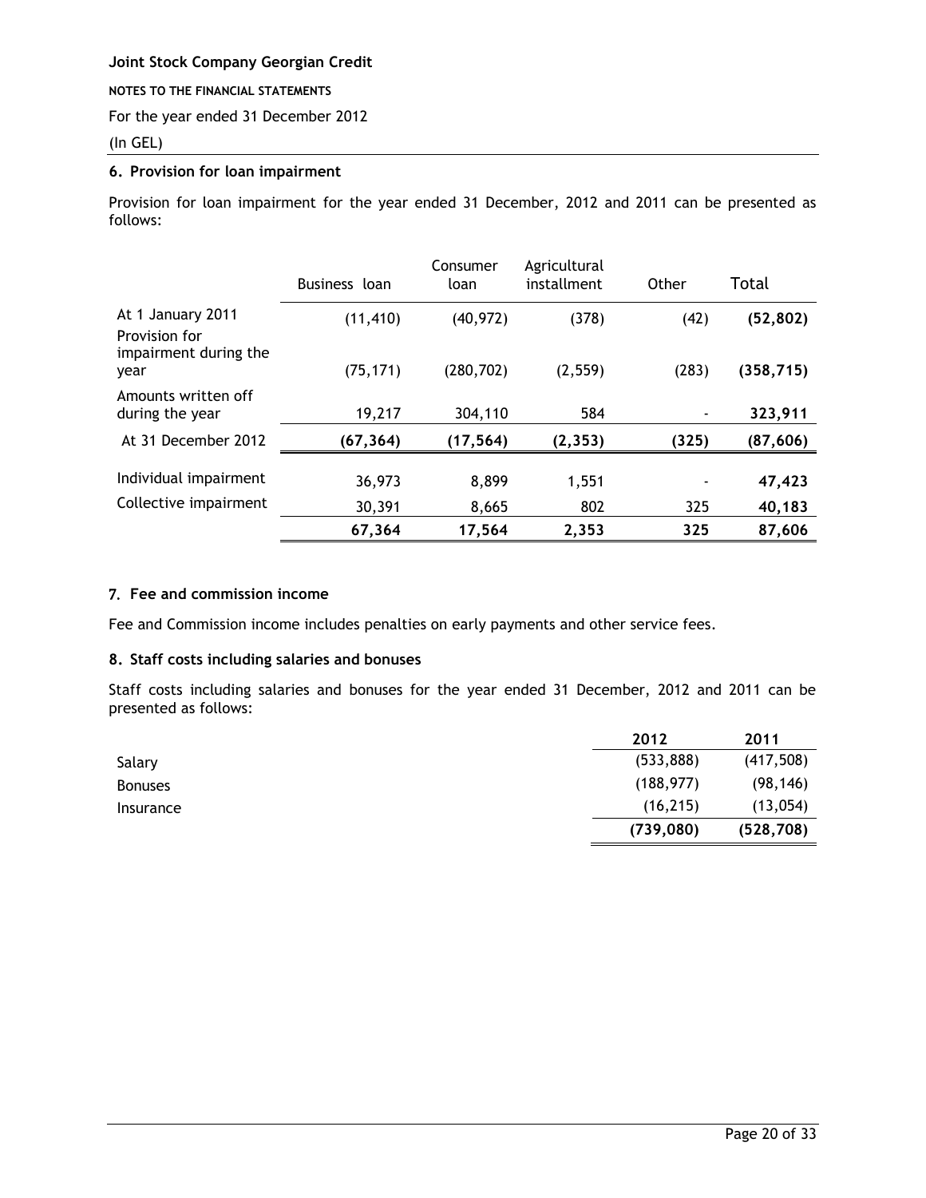Joint Stock Company Georgian Credit

NOTES TO THE FINANCIAL STATEMENTS

For the year ended 31 December 2012

(In GEL)

### 6. Provision for loan impairment

Provision for loan impairment for the year ended 31 December, 2012 and 2011 can be presented as follows:

| | Business loan | Consumer loan | Agricultural installment | Other | Total |
|---|---|---|---|---|---|
| At 1 January 2011 | (11,410) | (40,972) | (378) | (42) | **(52,802)** |
| Provision for impairment during the year | (75,171) | (280,702) | (2,559) | (283) | **(358,715)** |
| Amounts written off during the year | 19,217 | 304,110 | 584 | - | **323,911** |
| At 31 December 2012 | **(67,364)** | **(17,564)** | **(2,353)** | **(325)** | **(87,606)** |
| Individual impairment | 36,973 | 8,899 | 1,551 | - | **47,423** |
| Collective impairment | 30,391 | 8,665 | 802 | 325 | **40,183** |
| | **67,364** | **17,564** | **2,353** | **325** | **87,606** |

### 7. Fee and commission income

Fee and Commission income includes penalties on early payments and other service fees.

### 8. Staff costs including salaries and bonuses

Staff costs including salaries and bonuses for the year ended 31 December, 2012 and 2011 can be presented as follows:

| | 2012 | 2011 |
|---|---|---|
| Salary | (533,888) | (417,508) |
| Bonuses | (188,977) | (98,146) |
| Insurance | (16,215) | (13,054) |
| | **(739,080)** | **(528,708)** |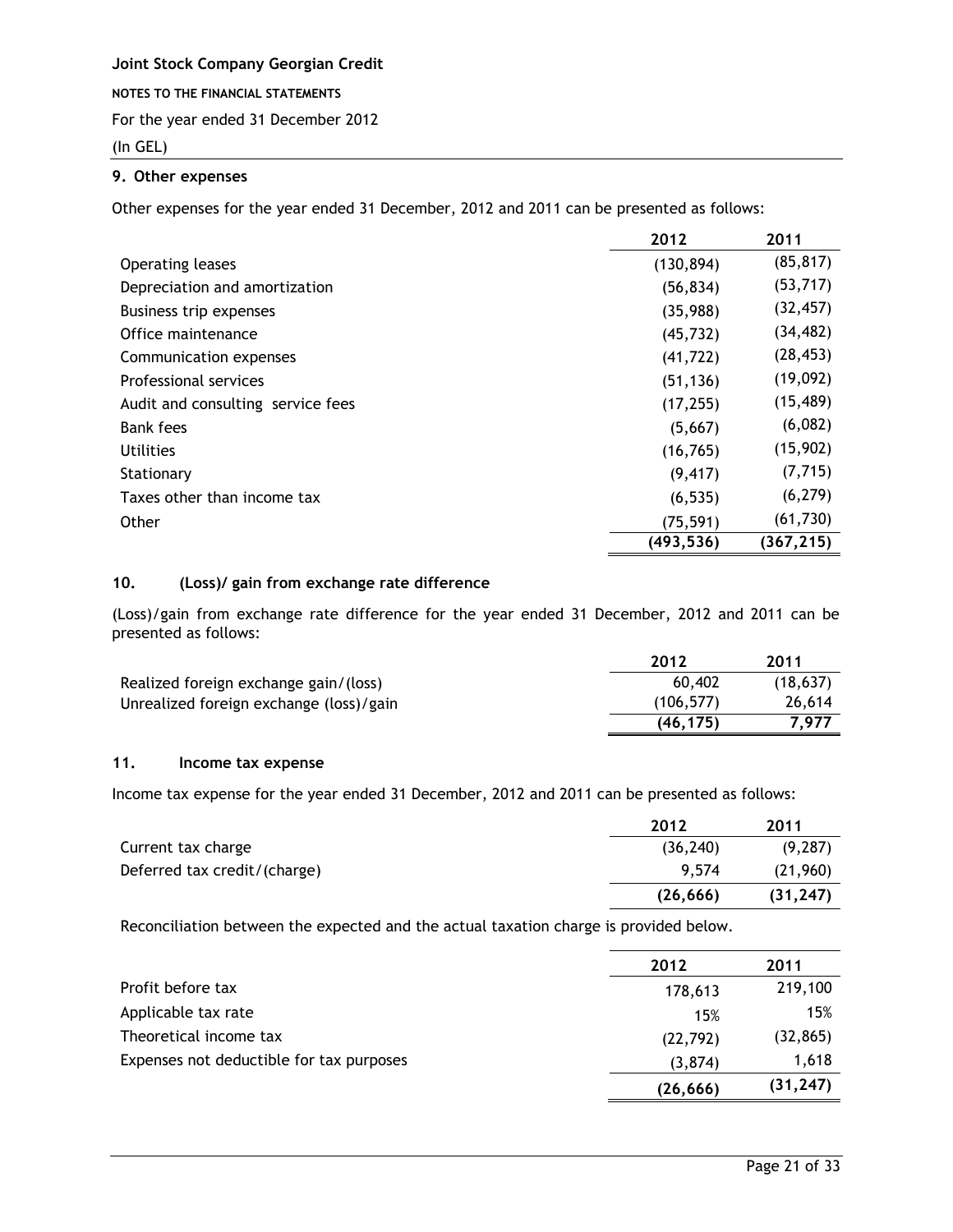**Joint Stock Company Georgian Credit**

**NOTES TO THE FINANCIAL STATEMENTS**

For the year ended 31 December 2012

(In GEL)

### 9. Other expenses

Other expenses for the year ended 31 December, 2012 and 2011 can be presented as follows:

| | 2012 | 2011 |
|---|---|---|
| Operating leases | (130,894) | (85,817) |
| Depreciation and amortization | (56,834) | (53,717) |
| Business trip expenses | (35,988) | (32,457) |
| Office maintenance | (45,732) | (34,482) |
| Communication expenses | (41,722) | (28,453) |
| Professional services | (51,136) | (19,092) |
| Audit and consulting service fees | (17,255) | (15,489) |
| Bank fees | (5,667) | (6,082) |
| Utilities | (16,765) | (15,902) |
| Stationary | (9,417) | (7,715) |
| Taxes other than income tax | (6,535) | (6,279) |
| Other | (75,591) | (61,730) |
| | **(493,536)** | **(367,215)** |

### 10. (Loss)/ gain from exchange rate difference

(Loss)/gain from exchange rate difference for the year ended 31 December, 2012 and 2011 can be presented as follows:

| | 2012 | 2011 |
|---|---|---|
| Realized foreign exchange gain/(loss) | 60,402 | (18,637) |
| Unrealized foreign exchange (loss)/gain | (106,577) | 26,614 |
| | **(46,175)** | **7,977** |

### 11. Income tax expense

Income tax expense for the year ended 31 December, 2012 and 2011 can be presented as follows:

| | 2012 | 2011 |
|---|---|---|
| Current tax charge | (36,240) | (9,287) |
| Deferred tax credit/(charge) | 9,574 | (21,960) |
| | **(26,666)** | **(31,247)** |

Reconciliation between the expected and the actual taxation charge is provided below.

| | 2012 | 2011 |
|---|---|---|
| Profit before tax | 178,613 | 219,100 |
| Applicable tax rate | 15% | 15% |
| Theoretical income tax | (22,792) | (32,865) |
| Expenses not deductible for tax purposes | (3,874) | 1,618 |
| | **(26,666)** | **(31,247)** |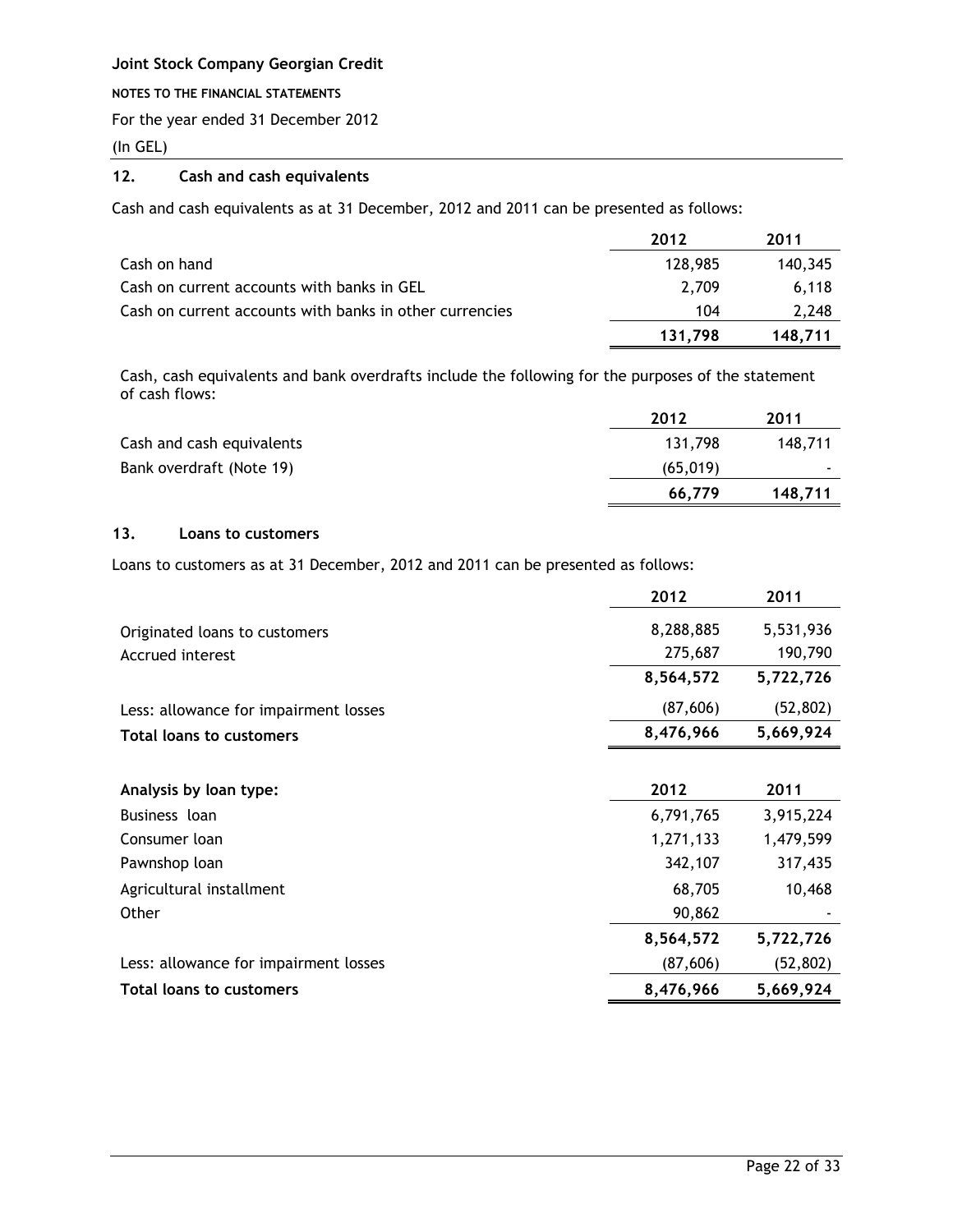**Joint Stock Company Georgian Credit**

**NOTES TO THE FINANCIAL STATEMENTS**

For the year ended 31 December 2012

(In GEL)

## 12. Cash and cash equivalents

Cash and cash equivalents as at 31 December, 2012 and 2011 can be presented as follows:

| | 2012 | 2011 |
|---|---|---|
| Cash on hand | 128,985 | 140,345 |
| Cash on current accounts with banks in GEL | 2,709 | 6,118 |
| Cash on current accounts with banks in other currencies | 104 | 2,248 |
| | **131,798** | **148,711** |

Cash, cash equivalents and bank overdrafts include the following for the purposes of the statement of cash flows:

| | 2012 | 2011 |
|---|---|---|
| Cash and cash equivalents | 131,798 | 148,711 |
| Bank overdraft (Note 19) | (65,019) | - |
| | **66,779** | **148,711** |

## 13. Loans to customers

Loans to customers as at 31 December, 2012 and 2011 can be presented as follows:

| | 2012 | 2011 |
|---|---|---|
| Originated loans to customers | 8,288,885 | 5,531,936 |
| Accrued interest | 275,687 | 190,790 |
| | **8,564,572** | **5,722,726** |
| Less: allowance for impairment losses | (87,606) | (52,802) |
| **Total loans to customers** | **8,476,966** | **5,669,924** |

| **Analysis by loan type:** | 2012 | 2011 |
|---|---|---|
| Business loan | 6,791,765 | 3,915,224 |
| Consumer loan | 1,271,133 | 1,479,599 |
| Pawnshop loan | 342,107 | 317,435 |
| Agricultural installment | 68,705 | 10,468 |
| Other | 90,862 | - |
| | **8,564,572** | **5,722,726** |
| Less: allowance for impairment losses | (87,606) | (52,802) |
| **Total loans to customers** | **8,476,966** | **5,669,924** |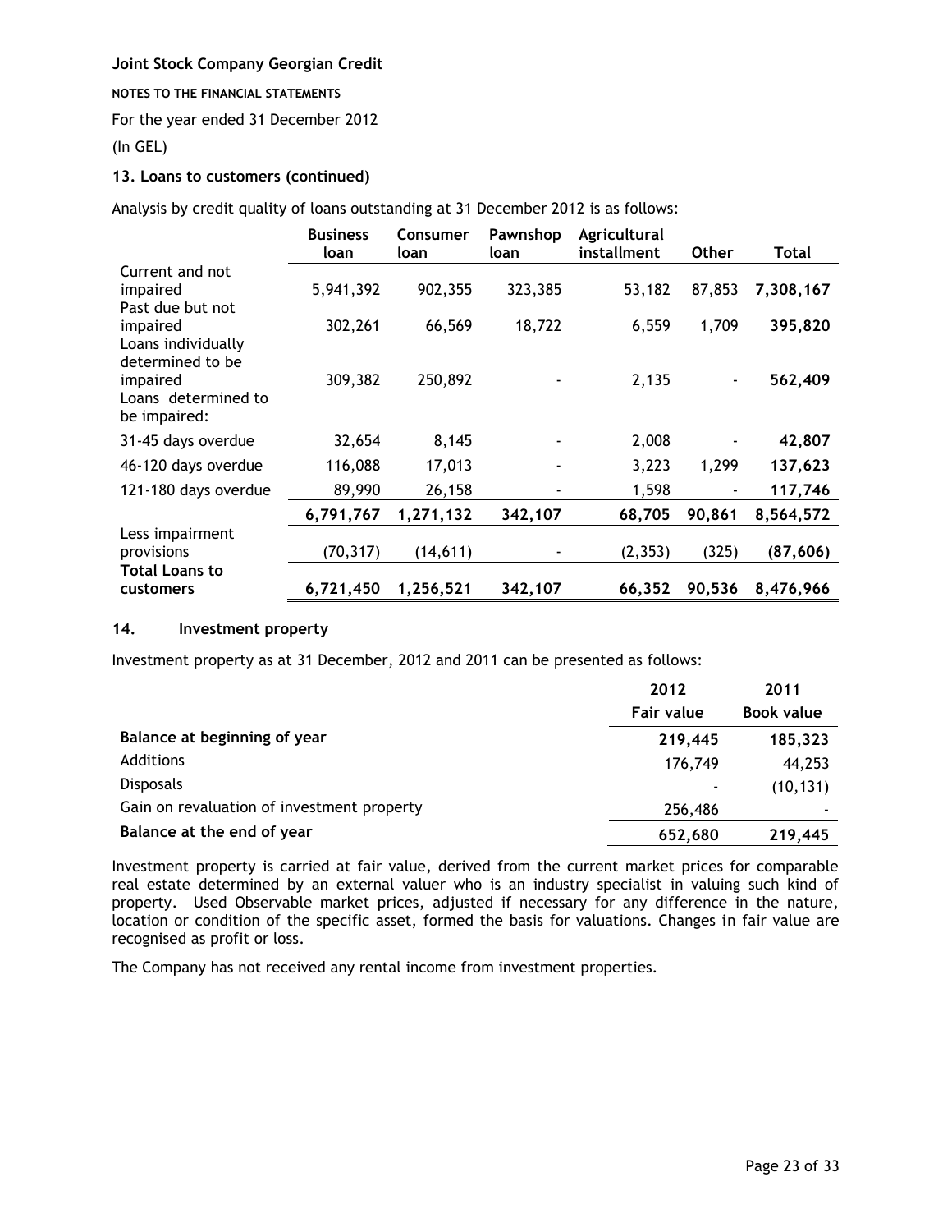**13. Loans to customers (continued)**

Analysis by credit quality of loans outstanding at 31 December 2012 is as follows:

| | Business loan | Consumer loan | Pawnshop loan | Agricultural installment | Other | Total |
|---|---|---|---|---|---|---|
| Current and not impaired | 5,941,392 | 902,355 | 323,385 | 53,182 | 87,853 | **7,308,167** |
| Past due but not impaired | 302,261 | 66,569 | 18,722 | 6,559 | 1,709 | **395,820** |
| Loans individually determined to be impaired | 309,382 | 250,892 | - | 2,135 | - | **562,409** |
| Loans determined to be impaired: | | | | | | |
| 31-45 days overdue | 32,654 | 8,145 | - | 2,008 | - | **42,807** |
| 46-120 days overdue | 116,088 | 17,013 | - | 3,223 | 1,299 | **137,623** |
| 121-180 days overdue | 89,990 | 26,158 | - | 1,598 | - | **117,746** |
| | **6,791,767** | **1,271,132** | **342,107** | **68,705** | **90,861** | **8,564,572** |
| Less impairment provisions | (70,317) | (14,611) | - | (2,353) | (325) | **(87,606)** |
| **Total Loans to customers** | **6,721,450** | **1,256,521** | **342,107** | **66,352** | **90,536** | **8,476,966** |

## 14. Investment property

Investment property as at 31 December, 2012 and 2011 can be presented as follows:

| | 2012 | 2011 |
|---|---|---|
| | **Fair value** | **Book value** |
| **Balance at beginning of year** | **219,445** | **185,323** |
| Additions | 176,749 | 44,253 |
| Disposals | - | (10,131) |
| Gain on revaluation of investment property | 256,486 | - |
| **Balance at the end of year** | **652,680** | **219,445** |

Investment property is carried at fair value, derived from the current market prices for comparable real estate determined by an external valuer who is an industry specialist in valuing such kind of property. Used Observable market prices, adjusted if necessary for any difference in the nature, location or condition of the specific asset, formed the basis for valuations. Changes in fair value are recognised as profit or loss.

The Company has not received any rental income from investment properties.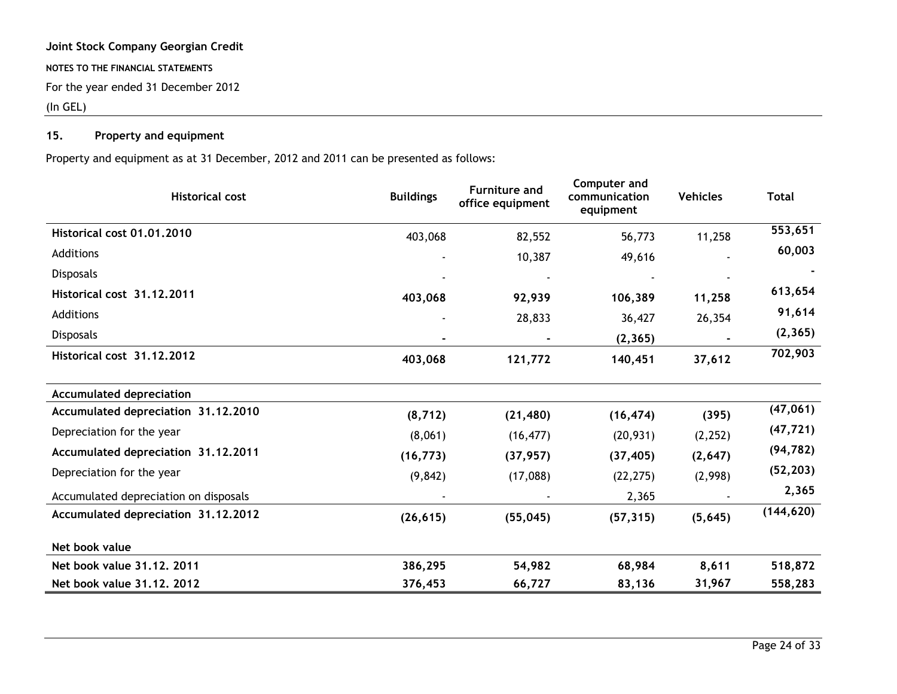**Joint Stock Company Georgian Credit**

**NOTES TO THE FINANCIAL STATEMENTS**

For the year ended 31 December 2012

(In GEL)

## 15. Property and equipment

Property and equipment as at 31 December, 2012 and 2011 can be presented as follows:

| Historical cost | Buildings | Furniture and office equipment | Computer and communication equipment | Vehicles | Total |
|---|---|---|---|---|---|
| **Historical cost 01.01.2010** | 403,068 | 82,552 | 56,773 | 11,258 | **553,651** |
| Additions | - | 10,387 | 49,616 | - | **60,003** |
| Disposals | - | - | - | - | **-** |
| **Historical cost 31.12.2011** | **403,068** | **92,939** | **106,389** | **11,258** | **613,654** |
| Additions | - | 28,833 | 36,427 | 26,354 | **91,614** |
| Disposals | **-** | **-** | **(2,365)** | **-** | **(2,365)** |
| **Historical cost 31.12.2012** | **403,068** | **121,772** | **140,451** | **37,612** | **702,903** |
| | | | | | |
| **Accumulated depreciation** | | | | | |
| **Accumulated depreciation 31.12.2010** | **(8,712)** | **(21,480)** | **(16,474)** | **(395)** | **(47,061)** |
| Depreciation for the year | (8,061) | (16,477) | (20,931) | (2,252) | **(47,721)** |
| **Accumulated depreciation 31.12.2011** | **(16,773)** | **(37,957)** | **(37,405)** | **(2,647)** | **(94,782)** |
| Depreciation for the year | (9,842) | (17,088) | (22,275) | (2,998) | **(52,203)** |
| Accumulated depreciation on disposals | - | - | 2,365 | - | **2,365** |
| **Accumulated depreciation 31.12.2012** | **(26,615)** | **(55,045)** | **(57,315)** | **(5,645)** | **(144,620)** |
| | | | | | |
| **Net book value** | | | | | |
| **Net book value 31.12. 2011** | **386,295** | **54,982** | **68,984** | **8,611** | **518,872** |
| **Net book value 31.12. 2012** | **376,453** | **66,727** | **83,136** | **31,967** | **558,283** |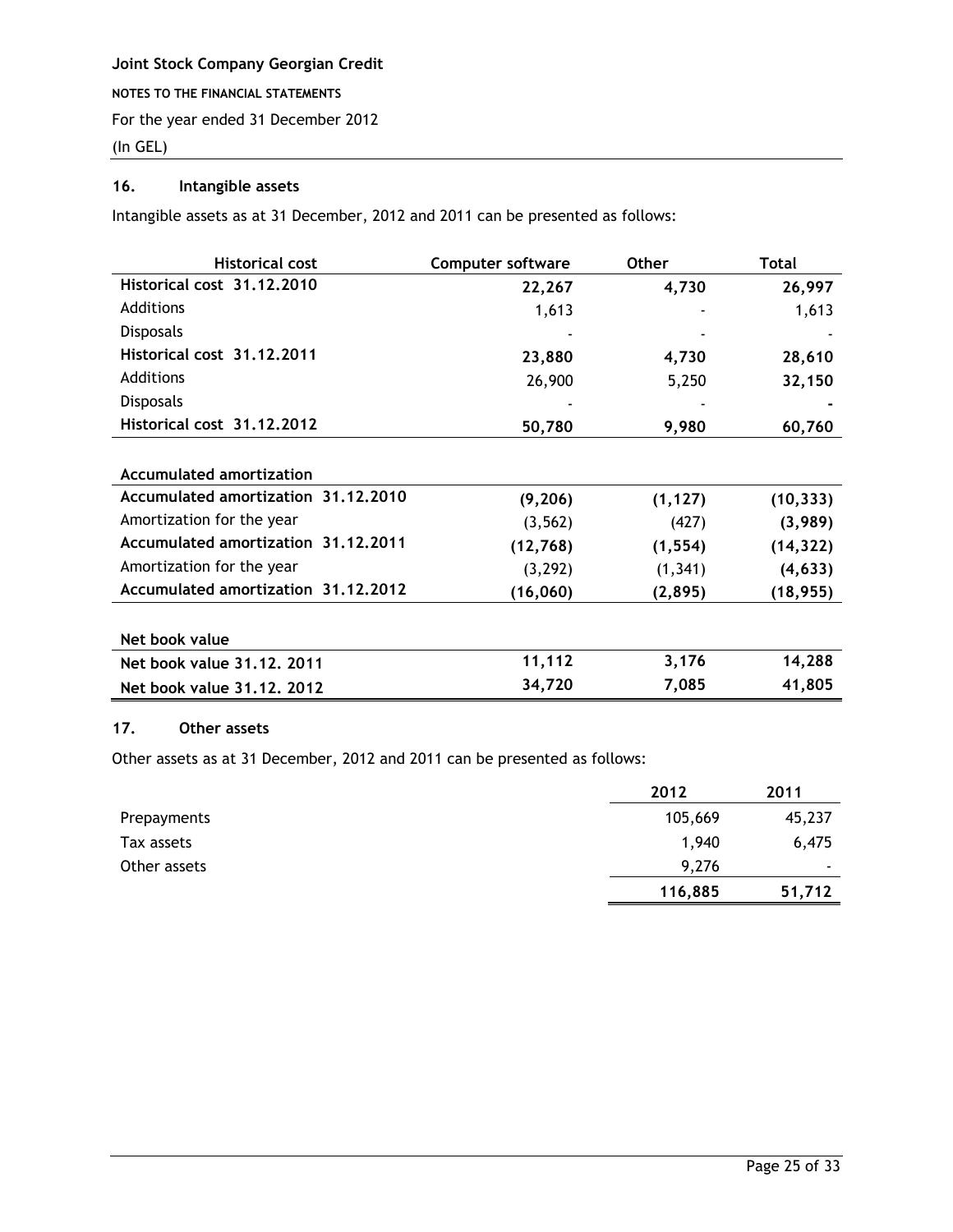Joint Stock Company Georgian Credit

NOTES TO THE FINANCIAL STATEMENTS

For the year ended 31 December 2012

(In GEL)

## 16. Intangible assets

Intangible assets as at 31 December, 2012 and 2011 can be presented as follows:

| Historical cost | Computer software | Other | Total |
|---|---|---|---|
| **Historical cost 31.12.2010** | **22,267** | **4,730** | **26,997** |
| Additions | 1,613 | - | 1,613 |
| Disposals | - | - | - |
| **Historical cost 31.12.2011** | **23,880** | **4,730** | **28,610** |
| Additions | 26,900 | 5,250 | **32,150** |
| Disposals | - | - | **-** |
| **Historical cost 31.12.2012** | **50,780** | **9,980** | **60,760** |
| | | | |
| **Accumulated amortization** | | | |
| **Accumulated amortization 31.12.2010** | **(9,206)** | **(1,127)** | **(10,333)** |
| Amortization for the year | (3,562) | (427) | **(3,989)** |
| **Accumulated amortization 31.12.2011** | **(12,768)** | **(1,554)** | **(14,322)** |
| Amortization for the year | (3,292) | (1,341) | **(4,633)** |
| **Accumulated amortization 31.12.2012** | **(16,060)** | **(2,895)** | **(18,955)** |
| | | | |
| **Net book value** | | | |
| **Net book value 31.12. 2011** | **11,112** | **3,176** | **14,288** |
| **Net book value 31.12. 2012** | **34,720** | **7,085** | **41,805** |

## 17. Other assets

Other assets as at 31 December, 2012 and 2011 can be presented as follows:

| | 2012 | 2011 |
|---|---|---|
| Prepayments | 105,669 | 45,237 |
| Tax assets | 1,940 | 6,475 |
| Other assets | 9,276 | - |
| | **116,885** | **51,712** |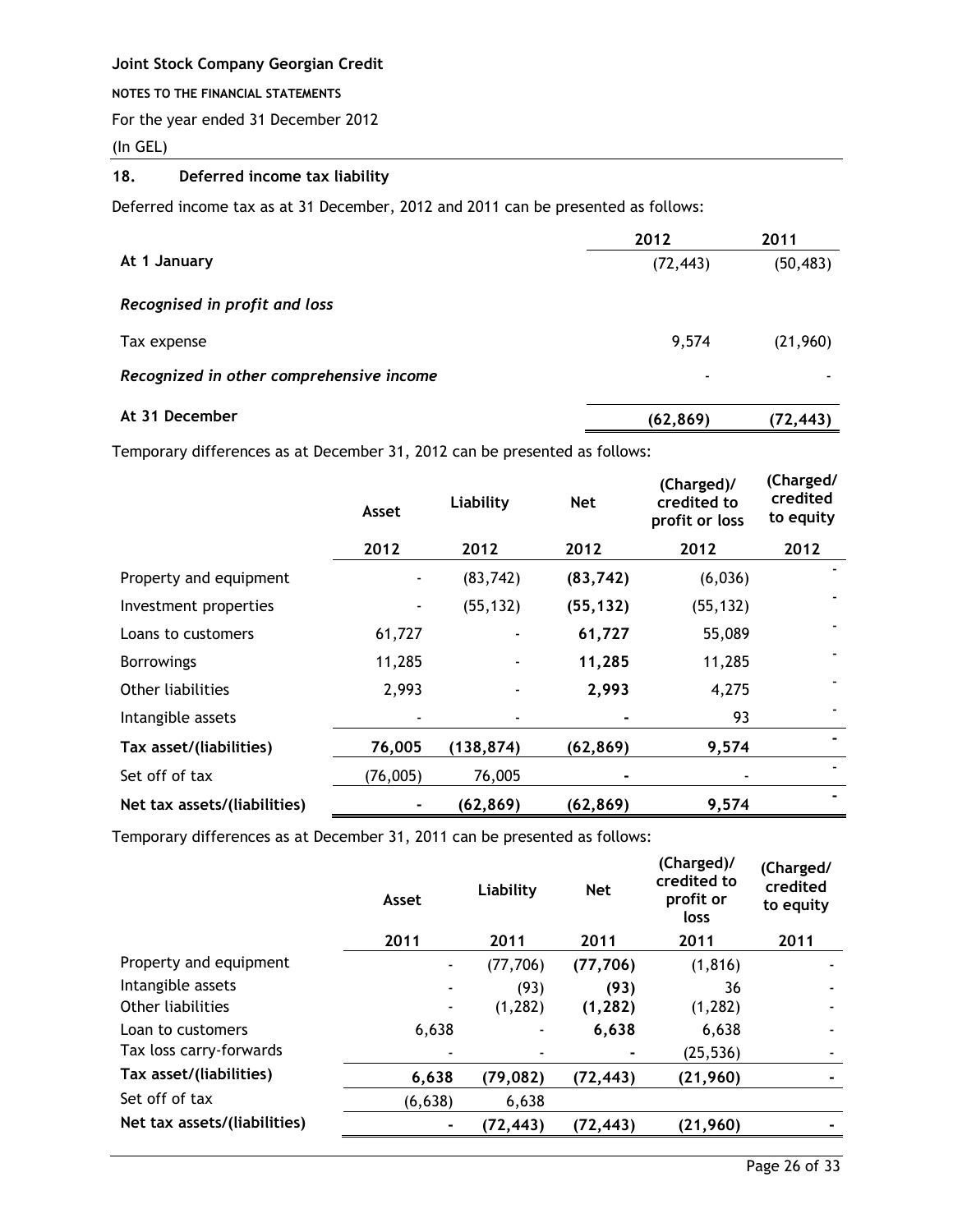Joint Stock Company Georgian Credit

NOTES TO THE FINANCIAL STATEMENTS

For the year ended 31 December 2012

(In GEL)

## 18. Deferred income tax liability

Deferred income tax as at 31 December, 2012 and 2011 can be presented as follows:

| | 2012 | 2011 |
|---|---|---|
| **At 1 January** | (72,443) | (50,483) |
| ***Recognised in profit and loss*** | | |
| Tax expense | 9,574 | (21,960) |
| ***Recognized in other comprehensive income*** | - | - |
| **At 31 December** | **(62,869)** | **(72,443)** |

Temporary differences as at December 31, 2012 can be presented as follows:

| | Asset | Liability | Net | (Charged)/ credited to profit or loss | (Charged/ credited to equity |
|---|---|---|---|---|---|
| | 2012 | 2012 | 2012 | 2012 | 2012 |
| Property and equipment | - | (83,742) | **(83,742)** | (6,036) | - |
| Investment properties | - | (55,132) | **(55,132)** | (55,132) | - |
| Loans to customers | 61,727 | - | **61,727** | 55,089 | - |
| Borrowings | 11,285 | - | **11,285** | 11,285 | - |
| Other liabilities | 2,993 | - | **2,993** | 4,275 | - |
| Intangible assets | - | - | **-** | 93 | - |
| **Tax asset/(liabilities)** | **76,005** | **(138,874)** | **(62,869)** | **9,574** | **-** |
| Set off of tax | (76,005) | 76,005 | **-** | - | - |
| **Net tax assets/(liabilities)** | **-** | **(62,869)** | **(62,869)** | **9,574** | **-** |

Temporary differences as at December 31, 2011 can be presented as follows:

| | Asset | Liability | Net | (Charged)/ credited to profit or loss | (Charged/ credited to equity |
|---|---|---|---|---|---|
| | 2011 | 2011 | 2011 | 2011 | 2011 |
| Property and equipment | - | (77,706) | **(77,706)** | (1,816) | - |
| Intangible assets | - | (93) | **(93)** | 36 | - |
| Other liabilities | - | (1,282) | **(1,282)** | (1,282) | - |
| Loan to customers | 6,638 | - | **6,638** | 6,638 | - |
| Tax loss carry-forwards | - | - | **-** | (25,536) | - |
| **Tax asset/(liabilities)** | **6,638** | **(79,082)** | **(72,443)** | **(21,960)** | **-** |
| Set off of tax | (6,638) | 6,638 | | | |
| **Net tax assets/(liabilities)** | **-** | **(72,443)** | **(72,443)** | **(21,960)** | **-** |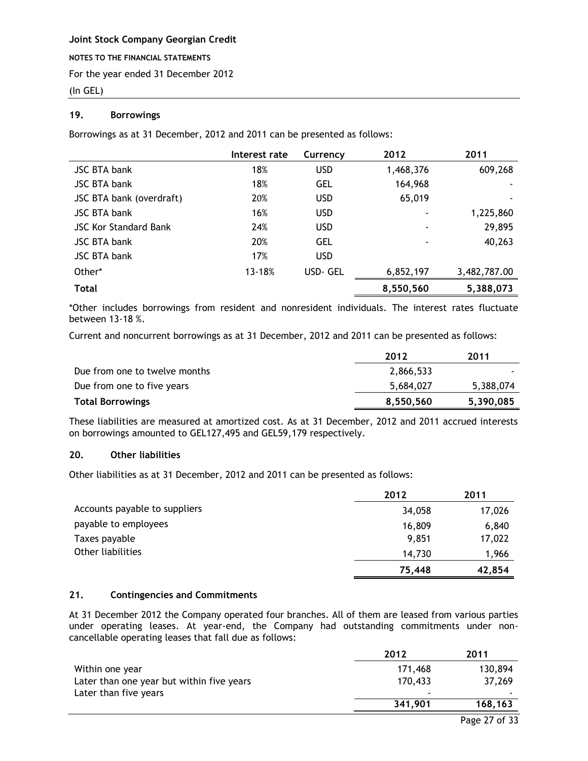Joint Stock Company Georgian Credit

NOTES TO THE FINANCIAL STATEMENTS

For the year ended 31 December 2012

(In GEL)

## 19. Borrowings

Borrowings as at 31 December, 2012 and 2011 can be presented as follows:

| | Interest rate | Currency | 2012 | 2011 |
|---|---|---|---|---|
| JSC BTA bank | 18% | USD | 1,468,376 | 609,268 |
| JSC BTA bank | 18% | GEL | 164,968 | - |
| JSC BTA bank (overdraft) | 20% | USD | 65,019 | - |
| JSC BTA bank | 16% | USD | - | 1,225,860 |
| JSC Kor Standard Bank | 24% | USD | - | 29,895 |
| JSC BTA bank | 20% | GEL | - | 40,263 |
| JSC BTA bank | 17% | USD | | |
| Other* | 13-18% | USD- GEL | 6,852,197 | 3,482,787.00 |
| **Total** | | | **8,550,560** | **5,388,073** |

*Other includes borrowings from resident and nonresident individuals. The interest rates fluctuate between 13-18 %.

Current and noncurrent borrowings as at 31 December, 2012 and 2011 can be presented as follows:

| | 2012 | 2011 |
|---|---|---|
| Due from one to twelve months | 2,866,533 | - |
| Due from one to five years | 5,684,027 | 5,388,074 |
| **Total Borrowings** | **8,550,560** | **5,390,085** |

These liabilities are measured at amortized cost. As at 31 December, 2012 and 2011 accrued interests on borrowings amounted to GEL127,495 and GEL59,179 respectively.

## 20. Other liabilities

Other liabilities as at 31 December, 2012 and 2011 can be presented as follows:

| | 2012 | 2011 |
|---|---|---|
| Accounts payable to suppliers | 34,058 | 17,026 |
| payable to employees | 16,809 | 6,840 |
| Taxes payable | 9,851 | 17,022 |
| Other liabilities | 14,730 | 1,966 |
| | **75,448** | **42,854** |

## 21. Contingencies and Commitments

At 31 December 2012 the Company operated four branches. All of them are leased from various parties under operating leases. At year-end, the Company had outstanding commitments under non-cancellable operating leases that fall due as follows:

| | 2012 | 2011 |
|---|---|---|
| Within one year | 171,468 | 130,894 |
| Later than one year but within five years | 170,433 | 37,269 |
| Later than five years | - | - |
| | **341,901** | **168,163** |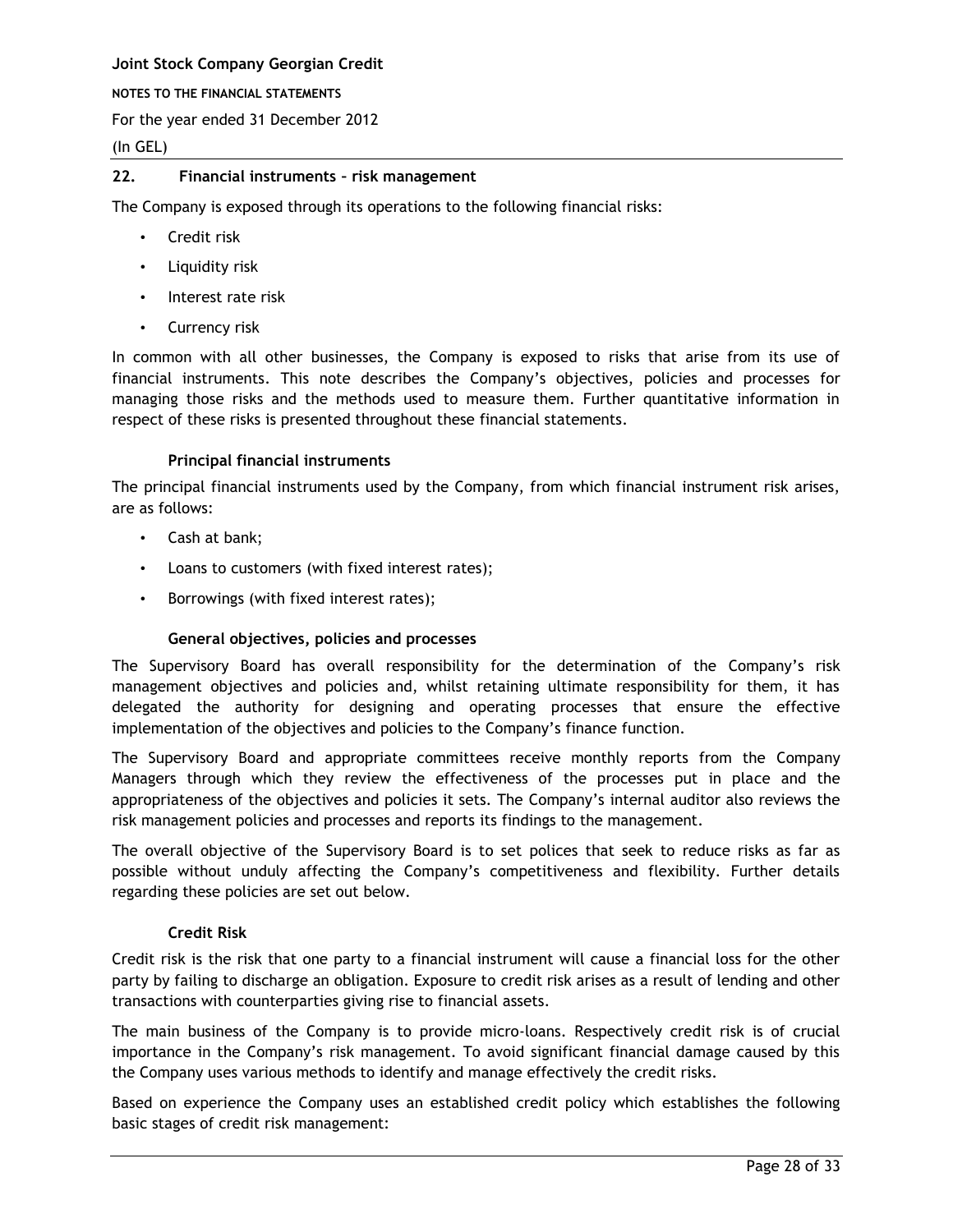## 22. Financial instruments – risk management

The Company is exposed through its operations to the following financial risks:

- Credit risk
- Liquidity risk
- Interest rate risk
- Currency risk

In common with all other businesses, the Company is exposed to risks that arise from its use of financial instruments. This note describes the Company's objectives, policies and processes for managing those risks and the methods used to measure them. Further quantitative information in respect of these risks is presented throughout these financial statements.

### Principal financial instruments

The principal financial instruments used by the Company, from which financial instrument risk arises, are as follows:

- Cash at bank;
- Loans to customers (with fixed interest rates);
- Borrowings (with fixed interest rates);

### General objectives, policies and processes

The Supervisory Board has overall responsibility for the determination of the Company's risk management objectives and policies and, whilst retaining ultimate responsibility for them, it has delegated the authority for designing and operating processes that ensure the effective implementation of the objectives and policies to the Company's finance function.

The Supervisory Board and appropriate committees receive monthly reports from the Company Managers through which they review the effectiveness of the processes put in place and the appropriateness of the objectives and policies it sets. The Company's internal auditor also reviews the risk management policies and processes and reports its findings to the management.

The overall objective of the Supervisory Board is to set polices that seek to reduce risks as far as possible without unduly affecting the Company's competitiveness and flexibility. Further details regarding these policies are set out below.

### Credit Risk

Credit risk is the risk that one party to a financial instrument will cause a financial loss for the other party by failing to discharge an obligation. Exposure to credit risk arises as a result of lending and other transactions with counterparties giving rise to financial assets.

The main business of the Company is to provide micro-loans. Respectively credit risk is of crucial importance in the Company's risk management. To avoid significant financial damage caused by this the Company uses various methods to identify and manage effectively the credit risks.

Based on experience the Company uses an established credit policy which establishes the following basic stages of credit risk management: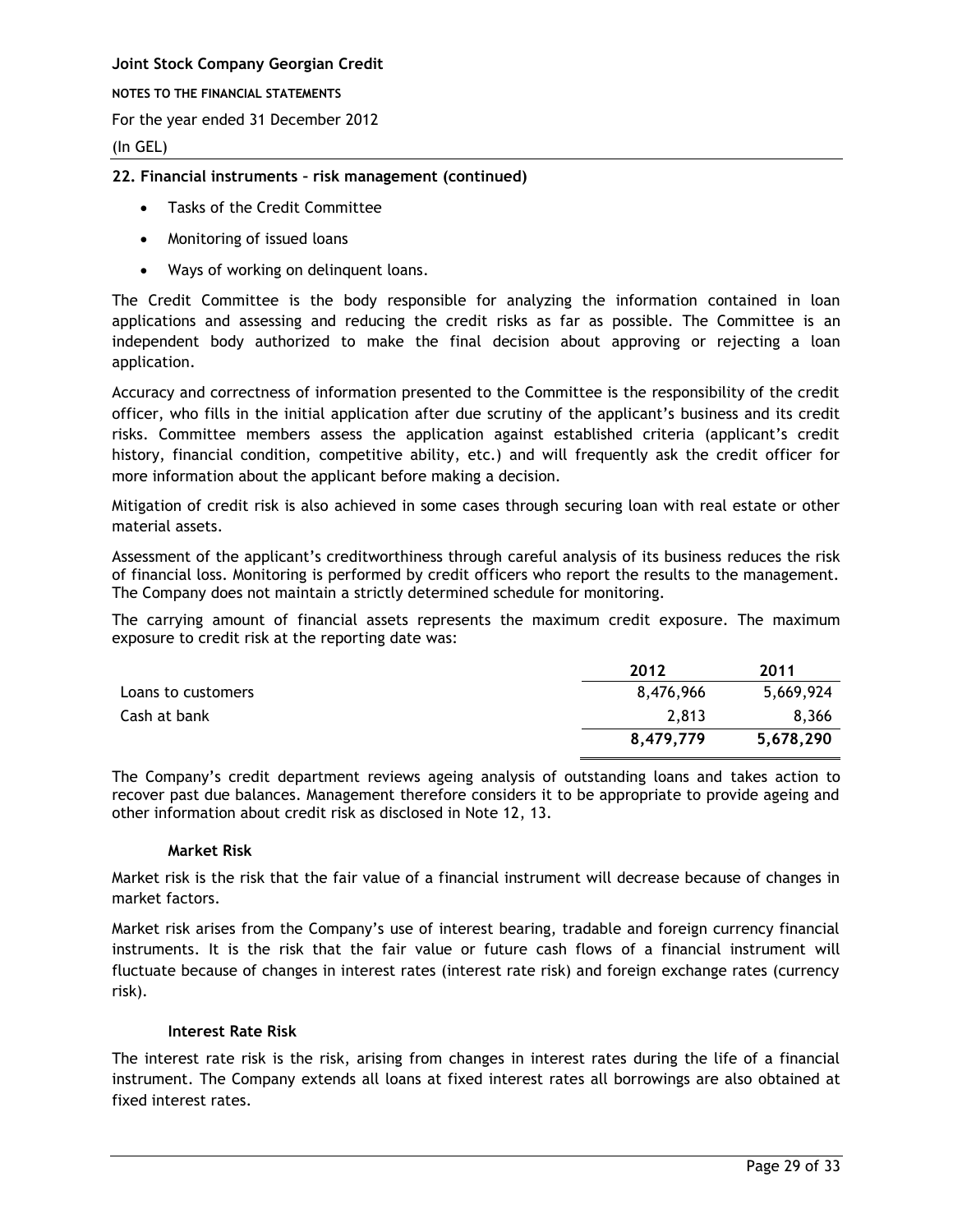## 22. Financial instruments – risk management (continued)

- Tasks of the Credit Committee
- Monitoring of issued loans
- Ways of working on delinquent loans.

The Credit Committee is the body responsible for analyzing the information contained in loan applications and assessing and reducing the credit risks as far as possible. The Committee is an independent body authorized to make the final decision about approving or rejecting a loan application.

Accuracy and correctness of information presented to the Committee is the responsibility of the credit officer, who fills in the initial application after due scrutiny of the applicant's business and its credit risks. Committee members assess the application against established criteria (applicant's credit history, financial condition, competitive ability, etc.) and will frequently ask the credit officer for more information about the applicant before making a decision.

Mitigation of credit risk is also achieved in some cases through securing loan with real estate or other material assets.

Assessment of the applicant's creditworthiness through careful analysis of its business reduces the risk of financial loss. Monitoring is performed by credit officers who report the results to the management. The Company does not maintain a strictly determined schedule for monitoring.

The carrying amount of financial assets represents the maximum credit exposure. The maximum exposure to credit risk at the reporting date was:

| | 2012 | 2011 |
|---|---|---|
| Loans to customers | 8,476,966 | 5,669,924 |
| Cash at bank | 2,813 | 8,366 |
| | **8,479,779** | **5,678,290** |

The Company's credit department reviews ageing analysis of outstanding loans and takes action to recover past due balances. Management therefore considers it to be appropriate to provide ageing and other information about credit risk as disclosed in Note 12, 13.

### Market Risk

Market risk is the risk that the fair value of a financial instrument will decrease because of changes in market factors.

Market risk arises from the Company's use of interest bearing, tradable and foreign currency financial instruments. It is the risk that the fair value or future cash flows of a financial instrument will fluctuate because of changes in interest rates (interest rate risk) and foreign exchange rates (currency risk).

### Interest Rate Risk

The interest rate risk is the risk, arising from changes in interest rates during the life of a financial instrument. The Company extends all loans at fixed interest rates all borrowings are also obtained at fixed interest rates.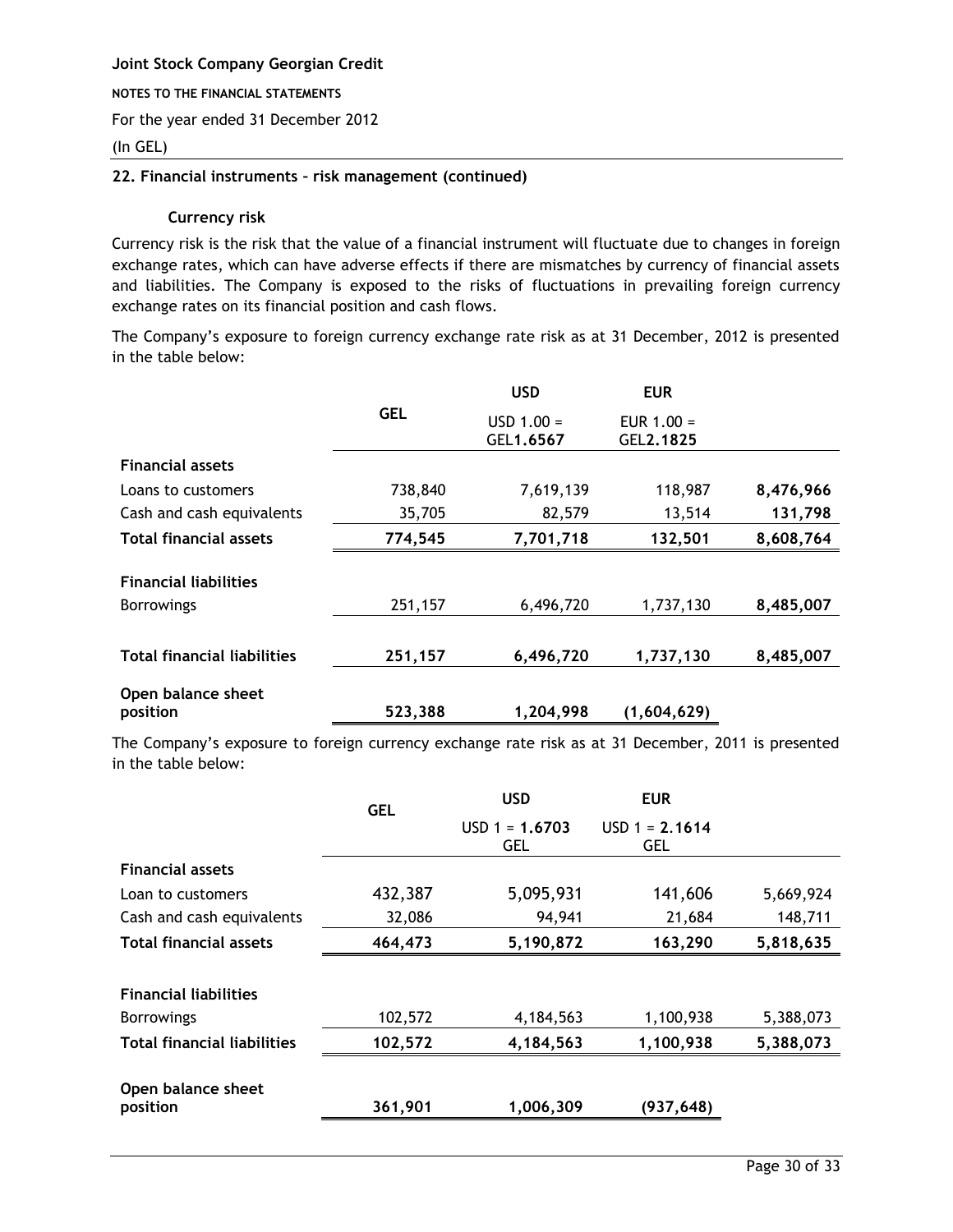**Joint Stock Company Georgian Credit**

**NOTES TO THE FINANCIAL STATEMENTS**

For the year ended 31 December 2012

(In GEL)

**22. Financial instruments – risk management (continued)**

**Currency risk**

Currency risk is the risk that the value of a financial instrument will fluctuate due to changes in foreign exchange rates, which can have adverse effects if there are mismatches by currency of financial assets and liabilities. The Company is exposed to the risks of fluctuations in prevailing foreign currency exchange rates on its financial position and cash flows.

The Company's exposure to foreign currency exchange rate risk as at 31 December, 2012 is presented in the table below:

| | GEL | USD | EUR | |
|---|---|---|---|---|
| | | USD 1.00 = GEL**1.6567** | EUR 1.00 = GEL**2.1825** | |
| **Financial assets** | | | | |
| Loans to customers | 738,840 | 7,619,139 | 118,987 | **8,476,966** |
| Cash and cash equivalents | 35,705 | 82,579 | 13,514 | **131,798** |
| **Total financial assets** | **774,545** | **7,701,718** | **132,501** | **8,608,764** |
| **Financial liabilities** | | | | |
| Borrowings | 251,157 | 6,496,720 | 1,737,130 | **8,485,007** |
| **Total financial liabilities** | **251,157** | **6,496,720** | **1,737,130** | **8,485,007** |
| **Open balance sheet position** | **523,388** | **1,204,998** | **(1,604,629)** | |

The Company's exposure to foreign currency exchange rate risk as at 31 December, 2011 is presented in the table below:

| | GEL | USD | EUR | |
|---|---|---|---|---|
| | | USD 1 = **1.6703** GEL | USD 1 = **2.1614** GEL | |
| **Financial assets** | | | | |
| Loan to customers | 432,387 | 5,095,931 | 141,606 | 5,669,924 |
| Cash and cash equivalents | 32,086 | 94,941 | 21,684 | 148,711 |
| **Total financial assets** | **464,473** | **5,190,872** | **163,290** | **5,818,635** |
| **Financial liabilities** | | | | |
| Borrowings | 102,572 | 4,184,563 | 1,100,938 | 5,388,073 |
| **Total financial liabilities** | **102,572** | **4,184,563** | **1,100,938** | **5,388,073** |
| **Open balance sheet position** | **361,901** | **1,006,309** | **(937,648)** | |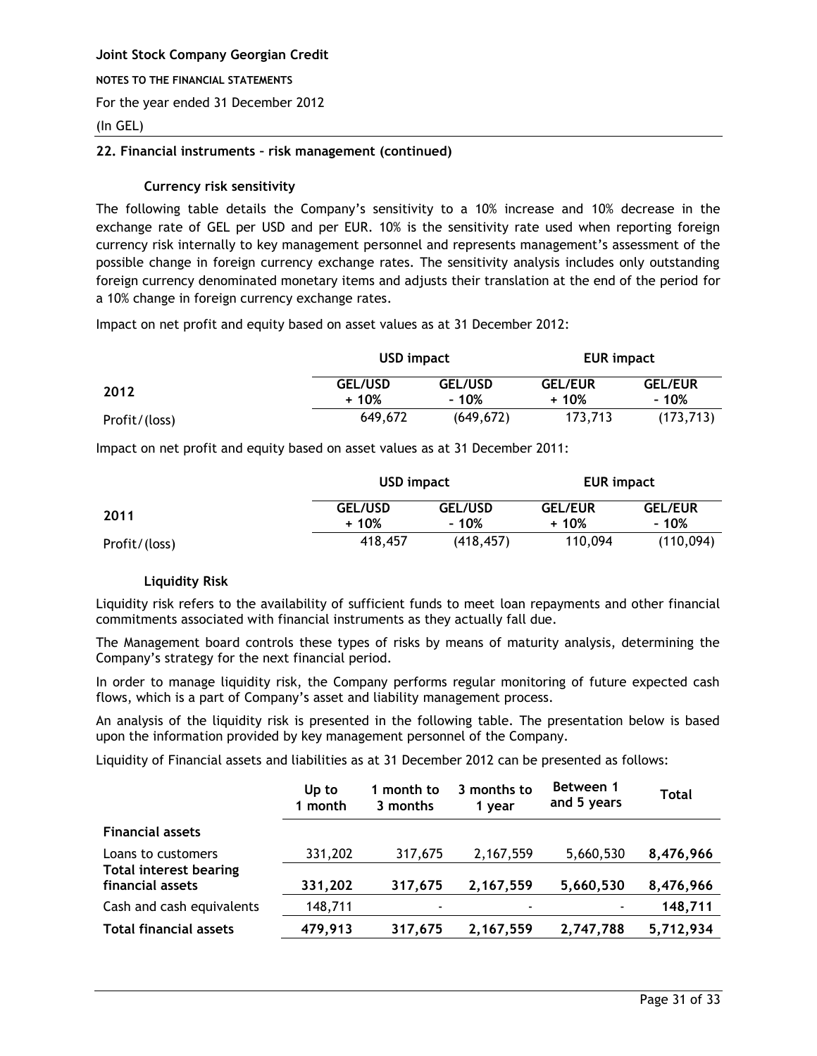Joint Stock Company Georgian Credit

NOTES TO THE FINANCIAL STATEMENTS

For the year ended 31 December 2012

(In GEL)

## 22. Financial instruments – risk management (continued)

### Currency risk sensitivity

The following table details the Company's sensitivity to a 10% increase and 10% decrease in the exchange rate of GEL per USD and per EUR. 10% is the sensitivity rate used when reporting foreign currency risk internally to key management personnel and represents management's assessment of the possible change in foreign currency exchange rates. The sensitivity analysis includes only outstanding foreign currency denominated monetary items and adjusts their translation at the end of the period for a 10% change in foreign currency exchange rates.

Impact on net profit and equity based on asset values as at 31 December 2012:

| | USD impact | | EUR impact | |
|---|---|---|---|---|
| **2012** | **GEL/USD + 10%** | **GEL/USD - 10%** | **GEL/EUR + 10%** | **GEL/EUR - 10%** |
| Profit/(loss) | 649,672 | (649,672) | 173,713 | (173,713) |

Impact on net profit and equity based on asset values as at 31 December 2011:

| | USD impact | | EUR impact | |
|---|---|---|---|---|
| **2011** | **GEL/USD + 10%** | **GEL/USD - 10%** | **GEL/EUR + 10%** | **GEL/EUR - 10%** |
| Profit/(loss) | 418,457 | (418,457) | 110,094 | (110,094) |

### Liquidity Risk

Liquidity risk refers to the availability of sufficient funds to meet loan repayments and other financial commitments associated with financial instruments as they actually fall due.

The Management board controls these types of risks by means of maturity analysis, determining the Company's strategy for the next financial period.

In order to manage liquidity risk, the Company performs regular monitoring of future expected cash flows, which is a part of Company's asset and liability management process.

An analysis of the liquidity risk is presented in the following table. The presentation below is based upon the information provided by key management personnel of the Company.

Liquidity of Financial assets and liabilities as at 31 December 2012 can be presented as follows:

| | Up to 1 month | 1 month to 3 months | 3 months to 1 year | Between 1 and 5 years | Total |
|---|---|---|---|---|---|
| **Financial assets** | | | | | |
| Loans to customers | 331,202 | 317,675 | 2,167,559 | 5,660,530 | **8,476,966** |
| **Total interest bearing financial assets** | **331,202** | **317,675** | **2,167,559** | **5,660,530** | **8,476,966** |
| Cash and cash equivalents | 148,711 | - | - | - | **148,711** |
| **Total financial assets** | **479,913** | **317,675** | **2,167,559** | **2,747,788** | **5,712,934** |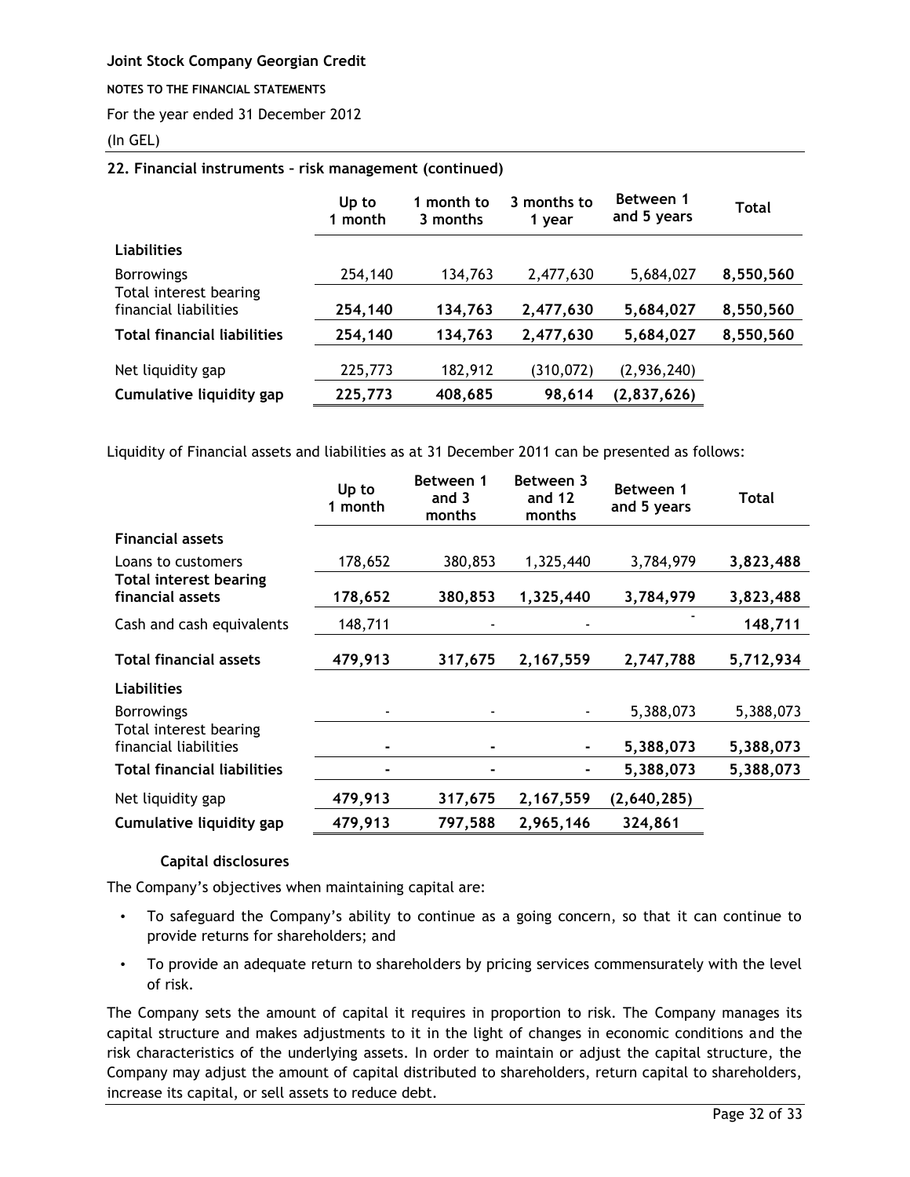**Joint Stock Company Georgian Credit**

**NOTES TO THE FINANCIAL STATEMENTS**

For the year ended 31 December 2012

(In GEL)

**22. Financial instruments – risk management (continued)**

| | Up to 1 month | 1 month to 3 months | 3 months to 1 year | Between 1 and 5 years | Total |
|---|---|---|---|---|---|
| **Liabilities** | | | | | |
| Borrowings | 254,140 | 134,763 | 2,477,630 | 5,684,027 | **8,550,560** |
| Total interest bearing financial liabilities | **254,140** | **134,763** | **2,477,630** | **5,684,027** | **8,550,560** |
| **Total financial liabilities** | **254,140** | **134,763** | **2,477,630** | **5,684,027** | **8,550,560** |
| Net liquidity gap | 225,773 | 182,912 | (310,072) | (2,936,240) | |
| **Cumulative liquidity gap** | **225,773** | **408,685** | **98,614** | **(2,837,626)** | |

Liquidity of Financial assets and liabilities as at 31 December 2011 can be presented as follows:

| | Up to 1 month | Between 1 and 3 months | Between 3 and 12 months | Between 1 and 5 years | Total |
|---|---|---|---|---|---|
| **Financial assets** | | | | | |
| Loans to customers | 178,652 | 380,853 | 1,325,440 | 3,784,979 | **3,823,488** |
| **Total interest bearing financial assets** | **178,652** | **380,853** | **1,325,440** | **3,784,979** | **3,823,488** |
| Cash and cash equivalents | 148,711 | - | - | - | **148,711** |
| **Total financial assets** | **479,913** | **317,675** | **2,167,559** | **2,747,788** | **5,712,934** |
| **Liabilities** | | | | | |
| Borrowings | - | - | - | 5,388,073 | 5,388,073 |
| Total interest bearing financial liabilities | **-** | **-** | **-** | **5,388,073** | **5,388,073** |
| **Total financial liabilities** | **-** | **-** | **-** | **5,388,073** | **5,388,073** |
| Net liquidity gap | **479,913** | **317,675** | **2,167,559** | **(2,640,285)** | |
| **Cumulative liquidity gap** | **479,913** | **797,588** | **2,965,146** | **324,861** | |

**Capital disclosures**

The Company's objectives when maintaining capital are:

- To safeguard the Company's ability to continue as a going concern, so that it can continue to provide returns for shareholders; and
- To provide an adequate return to shareholders by pricing services commensurately with the level of risk.

The Company sets the amount of capital it requires in proportion to risk. The Company manages its capital structure and makes adjustments to it in the light of changes in economic conditions and the risk characteristics of the underlying assets. In order to maintain or adjust the capital structure, the Company may adjust the amount of capital distributed to shareholders, return capital to shareholders, increase its capital, or sell assets to reduce debt.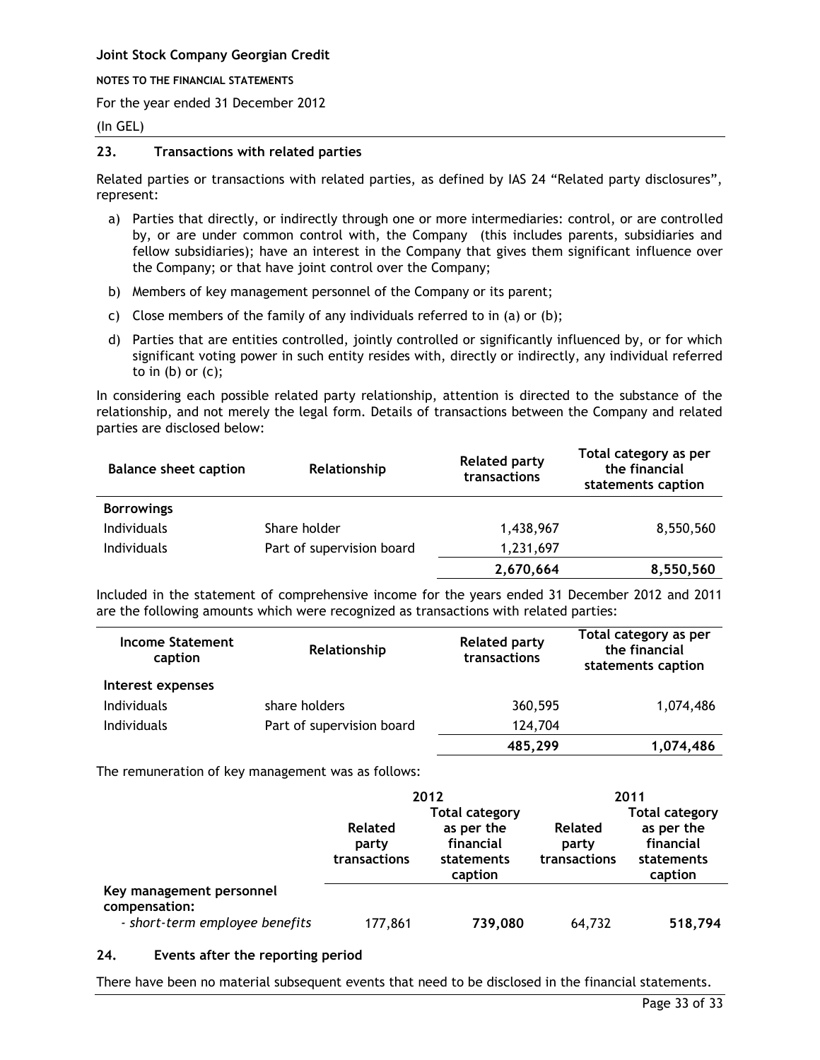Joint Stock Company Georgian Credit

NOTES TO THE FINANCIAL STATEMENTS

For the year ended 31 December 2012

(In GEL)

## 23. Transactions with related parties

Related parties or transactions with related parties, as defined by IAS 24 "Related party disclosures", represent:

a) Parties that directly, or indirectly through one or more intermediaries: control, or are controlled by, or are under common control with, the Company (this includes parents, subsidiaries and fellow subsidiaries); have an interest in the Company that gives them significant influence over the Company; or that have joint control over the Company;

b) Members of key management personnel of the Company or its parent;

c) Close members of the family of any individuals referred to in (a) or (b);

d) Parties that are entities controlled, jointly controlled or significantly influenced by, or for which significant voting power in such entity resides with, directly or indirectly, any individual referred to in (b) or (c);

In considering each possible related party relationship, attention is directed to the substance of the relationship, and not merely the legal form. Details of transactions between the Company and related parties are disclosed below:

| Balance sheet caption | Relationship | Related party transactions | Total category as per the financial statements caption |
|---|---|---|---|
| **Borrowings** | | | |
| Individuals | Share holder | 1,438,967 | 8,550,560 |
| Individuals | Part of supervision board | 1,231,697 | |
| | | **2,670,664** | **8,550,560** |

Included in the statement of comprehensive income for the years ended 31 December 2012 and 2011 are the following amounts which were recognized as transactions with related parties:

| Income Statement caption | Relationship | Related party transactions | Total category as per the financial statements caption |
|---|---|---|---|
| **Interest expenses** | | | |
| Individuals | share holders | 360,595 | 1,074,486 |
| Individuals | Part of supervision board | 124,704 | |
| | | **485,299** | **1,074,486** |

The remuneration of key management was as follows:

| | 2012 | | 2011 | |
|---|---|---|---|---|
| | Related party transactions | Total category as per the financial statements caption | Related party transactions | Total category as per the financial statements caption |
| **Key management personnel compensation:** | | | | |
| *- short-term employee benefits* | 177,861 | **739,080** | 64,732 | **518,794** |

## 24. Events after the reporting period

There have been no material subsequent events that need to be disclosed in the financial statements.